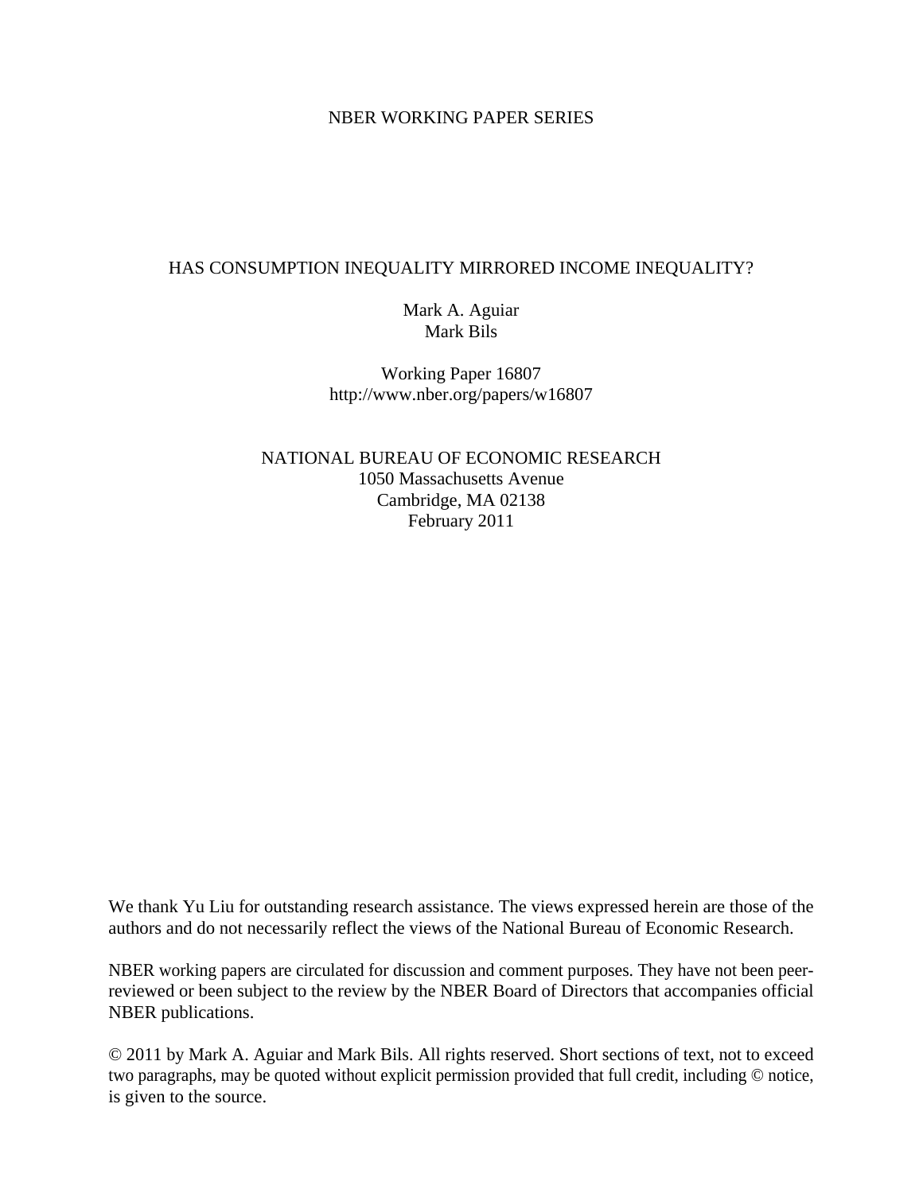NBER WORKING PAPER SERIES

# HAS CONSUMPTION INEQUALITY MIRRORED INCOME INEQUALITY?

Mark A. Aguiar
Mark Bils

Working Paper 16807
http://www.nber.org/papers/w16807

NATIONAL BUREAU OF ECONOMIC RESEARCH
1050 Massachusetts Avenue
Cambridge, MA 02138
February 2011

We thank Yu Liu for outstanding research assistance. The views expressed herein are those of the authors and do not necessarily reflect the views of the National Bureau of Economic Research.

NBER working papers are circulated for discussion and comment purposes. They have not been peer-reviewed or been subject to the review by the NBER Board of Directors that accompanies official NBER publications.

© 2011 by Mark A. Aguiar and Mark Bils. All rights reserved. Short sections of text, not to exceed two paragraphs, may be quoted without explicit permission provided that full credit, including © notice, is given to the source.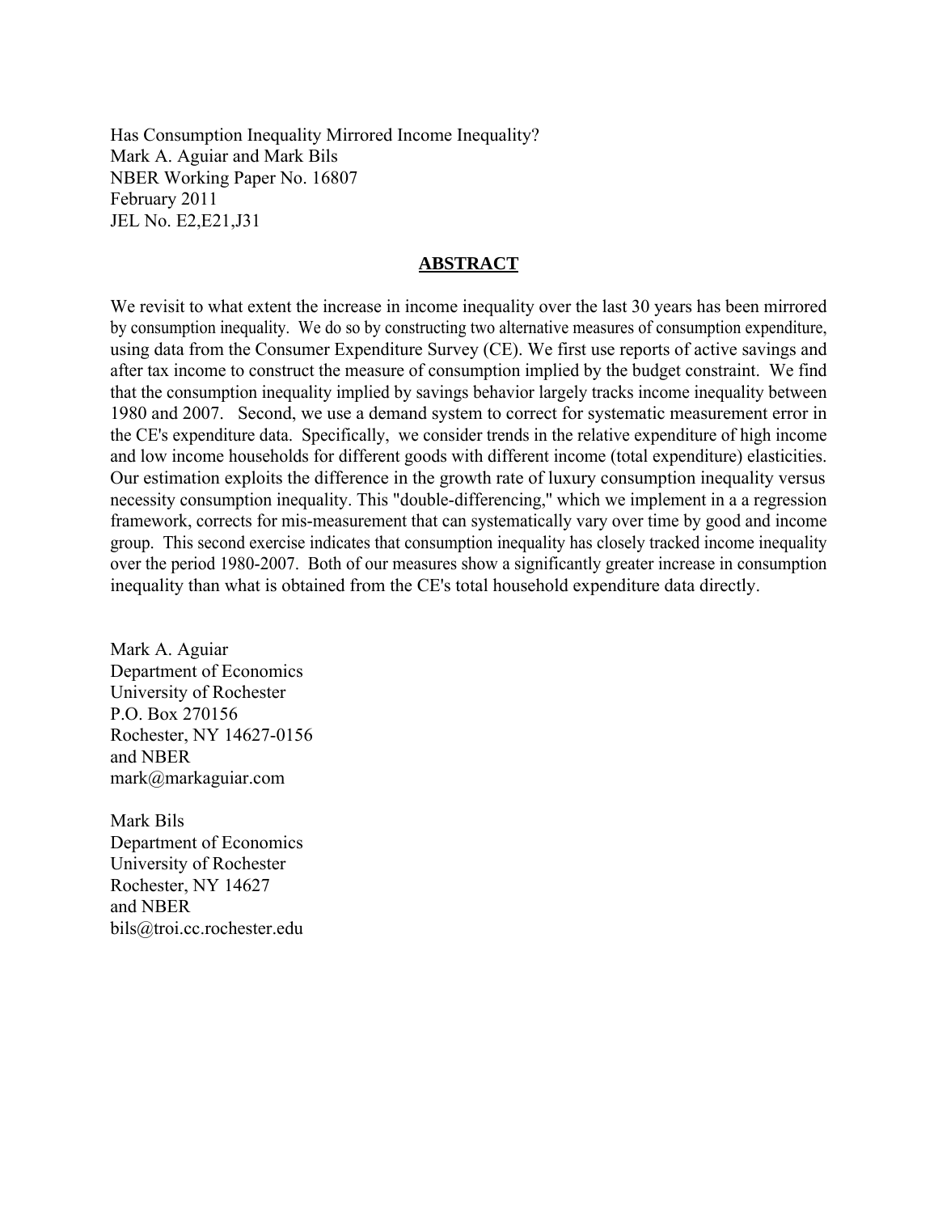Has Consumption Inequality Mirrored Income Inequality?
Mark A. Aguiar and Mark Bils
NBER Working Paper No. 16807
February 2011
JEL No. E2,E21,J31

## ABSTRACT

We revisit to what extent the increase in income inequality over the last 30 years has been mirrored by consumption inequality. We do so by constructing two alternative measures of consumption expenditure, using data from the Consumer Expenditure Survey (CE). We first use reports of active savings and after tax income to construct the measure of consumption implied by the budget constraint. We find that the consumption inequality implied by savings behavior largely tracks income inequality between 1980 and 2007. Second, we use a demand system to correct for systematic measurement error in the CE's expenditure data. Specifically, we consider trends in the relative expenditure of high income and low income households for different goods with different income (total expenditure) elasticities. Our estimation exploits the difference in the growth rate of luxury consumption inequality versus necessity consumption inequality. This "double-differencing," which we implement in a a regression framework, corrects for mis-measurement that can systematically vary over time by good and income group. This second exercise indicates that consumption inequality has closely tracked income inequality over the period 1980-2007. Both of our measures show a significantly greater increase in consumption inequality than what is obtained from the CE's total household expenditure data directly.

Mark A. Aguiar
Department of Economics
University of Rochester
P.O. Box 270156
Rochester, NY 14627-0156
and NBER
mark@markaguiar.com

Mark Bils
Department of Economics
University of Rochester
Rochester, NY 14627
and NBER
bils@troi.cc.rochester.edu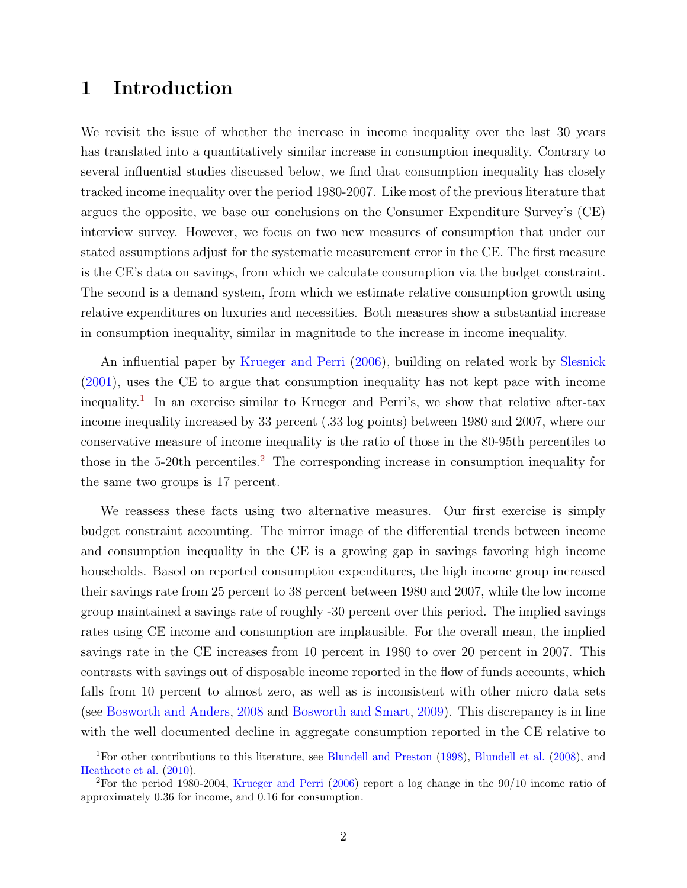# 1 Introduction

We revisit the issue of whether the increase in income inequality over the last 30 years has translated into a quantitatively similar increase in consumption inequality. Contrary to several influential studies discussed below, we find that consumption inequality has closely tracked income inequality over the period 1980-2007. Like most of the previous literature that argues the opposite, we base our conclusions on the Consumer Expenditure Survey's (CE) interview survey. However, we focus on two new measures of consumption that under our stated assumptions adjust for the systematic measurement error in the CE. The first measure is the CE's data on savings, from which we calculate consumption via the budget constraint. The second is a demand system, from which we estimate relative consumption growth using relative expenditures on luxuries and necessities. Both measures show a substantial increase in consumption inequality, similar in magnitude to the increase in income inequality.

An influential paper by Krueger and Perri (2006), building on related work by Slesnick (2001), uses the CE to argue that consumption inequality has not kept pace with income inequality.[1] In an exercise similar to Krueger and Perri's, we show that relative after-tax income inequality increased by 33 percent (.33 log points) between 1980 and 2007, where our conservative measure of income inequality is the ratio of those in the 80-95th percentiles to those in the 5-20th percentiles.[2] The corresponding increase in consumption inequality for the same two groups is 17 percent.

We reassess these facts using two alternative measures. Our first exercise is simply budget constraint accounting. The mirror image of the differential trends between income and consumption inequality in the CE is a growing gap in savings favoring high income households. Based on reported consumption expenditures, the high income group increased their savings rate from 25 percent to 38 percent between 1980 and 2007, while the low income group maintained a savings rate of roughly -30 percent over this period. The implied savings rates using CE income and consumption are implausible. For the overall mean, the implied savings rate in the CE increases from 10 percent in 1980 to over 20 percent in 2007. This contrasts with savings out of disposable income reported in the flow of funds accounts, which falls from 10 percent to almost zero, as well as is inconsistent with other micro data sets (see Bosworth and Anders, 2008 and Bosworth and Smart, 2009). This discrepancy is in line with the well documented decline in aggregate consumption reported in the CE relative to

[1] For other contributions to this literature, see Blundell and Preston (1998), Blundell et al. (2008), and Heathcote et al. (2010).

[2] For the period 1980-2004, Krueger and Perri (2006) report a log change in the 90/10 income ratio of approximately 0.36 for income, and 0.16 for consumption.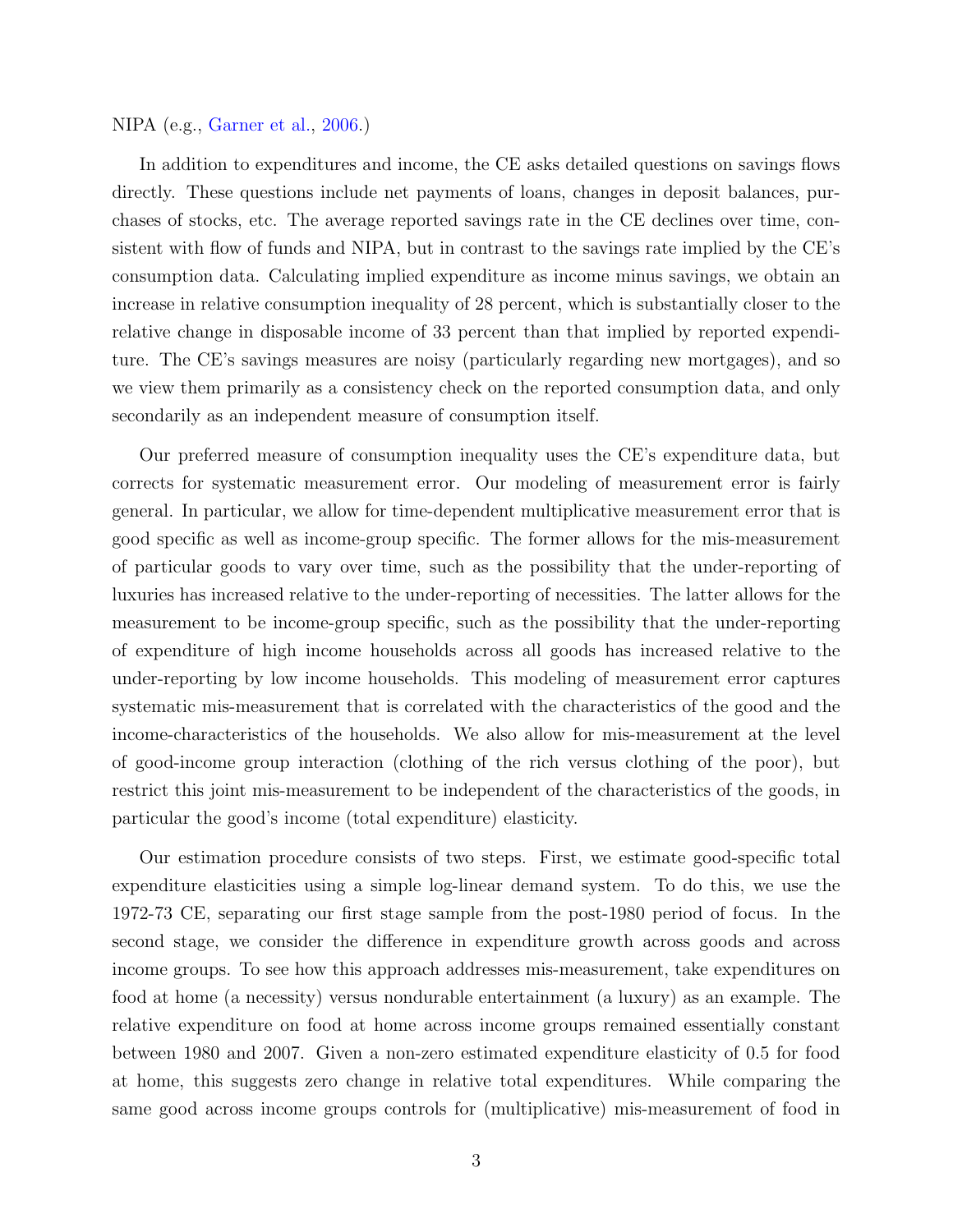NIPA (e.g., Garner et al., 2006.)

In addition to expenditures and income, the CE asks detailed questions on savings flows directly. These questions include net payments of loans, changes in deposit balances, purchases of stocks, etc. The average reported savings rate in the CE declines over time, consistent with flow of funds and NIPA, but in contrast to the savings rate implied by the CE's consumption data. Calculating implied expenditure as income minus savings, we obtain an increase in relative consumption inequality of 28 percent, which is substantially closer to the relative change in disposable income of 33 percent than that implied by reported expenditure. The CE's savings measures are noisy (particularly regarding new mortgages), and so we view them primarily as a consistency check on the reported consumption data, and only secondarily as an independent measure of consumption itself.

Our preferred measure of consumption inequality uses the CE's expenditure data, but corrects for systematic measurement error. Our modeling of measurement error is fairly general. In particular, we allow for time-dependent multiplicative measurement error that is good specific as well as income-group specific. The former allows for the mis-measurement of particular goods to vary over time, such as the possibility that the under-reporting of luxuries has increased relative to the under-reporting of necessities. The latter allows for the measurement to be income-group specific, such as the possibility that the under-reporting of expenditure of high income households across all goods has increased relative to the under-reporting by low income households. This modeling of measurement error captures systematic mis-measurement that is correlated with the characteristics of the good and the income-characteristics of the households. We also allow for mis-measurement at the level of good-income group interaction (clothing of the rich versus clothing of the poor), but restrict this joint mis-measurement to be independent of the characteristics of the goods, in particular the good's income (total expenditure) elasticity.

Our estimation procedure consists of two steps. First, we estimate good-specific total expenditure elasticities using a simple log-linear demand system. To do this, we use the 1972-73 CE, separating our first stage sample from the post-1980 period of focus. In the second stage, we consider the difference in expenditure growth across goods and across income groups. To see how this approach addresses mis-measurement, take expenditures on food at home (a necessity) versus nondurable entertainment (a luxury) as an example. The relative expenditure on food at home across income groups remained essentially constant between 1980 and 2007. Given a non-zero estimated expenditure elasticity of 0.5 for food at home, this suggests zero change in relative total expenditures. While comparing the same good across income groups controls for (multiplicative) mis-measurement of food in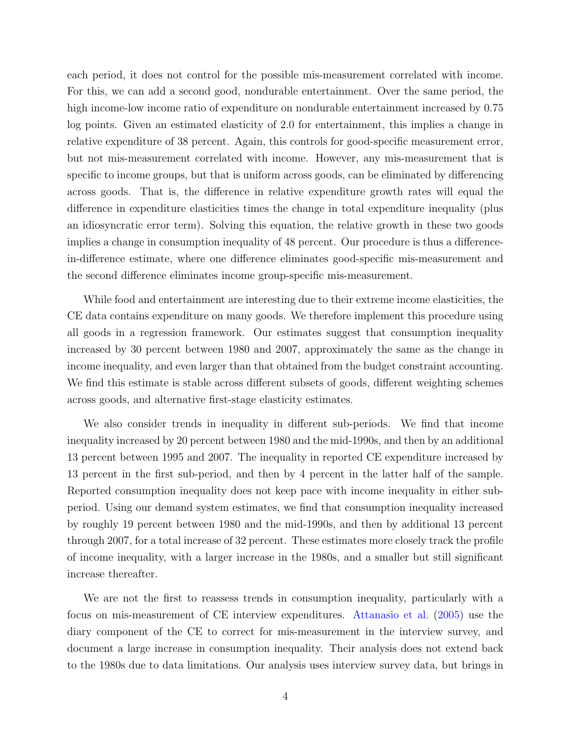each period, it does not control for the possible mis-measurement correlated with income. For this, we can add a second good, nondurable entertainment. Over the same period, the high income-low income ratio of expenditure on nondurable entertainment increased by 0.75 log points. Given an estimated elasticity of 2.0 for entertainment, this implies a change in relative expenditure of 38 percent. Again, this controls for good-specific measurement error, but not mis-measurement correlated with income. However, any mis-measurement that is specific to income groups, but that is uniform across goods, can be eliminated by differencing across goods. That is, the difference in relative expenditure growth rates will equal the difference in expenditure elasticities times the change in total expenditure inequality (plus an idiosyncratic error term). Solving this equation, the relative growth in these two goods implies a change in consumption inequality of 48 percent. Our procedure is thus a difference-in-difference estimate, where one difference eliminates good-specific mis-measurement and the second difference eliminates income group-specific mis-measurement.

While food and entertainment are interesting due to their extreme income elasticities, the CE data contains expenditure on many goods. We therefore implement this procedure using all goods in a regression framework. Our estimates suggest that consumption inequality increased by 30 percent between 1980 and 2007, approximately the same as the change in income inequality, and even larger than that obtained from the budget constraint accounting. We find this estimate is stable across different subsets of goods, different weighting schemes across goods, and alternative first-stage elasticity estimates.

We also consider trends in inequality in different sub-periods. We find that income inequality increased by 20 percent between 1980 and the mid-1990s, and then by an additional 13 percent between 1995 and 2007. The inequality in reported CE expenditure increased by 13 percent in the first sub-period, and then by 4 percent in the latter half of the sample. Reported consumption inequality does not keep pace with income inequality in either sub-period. Using our demand system estimates, we find that consumption inequality increased by roughly 19 percent between 1980 and the mid-1990s, and then by additional 13 percent through 2007, for a total increase of 32 percent. These estimates more closely track the profile of income inequality, with a larger increase in the 1980s, and a smaller but still significant increase thereafter.

We are not the first to reassess trends in consumption inequality, particularly with a focus on mis-measurement of CE interview expenditures. Attanasio et al. (2005) use the diary component of the CE to correct for mis-measurement in the interview survey, and document a large increase in consumption inequality. Their analysis does not extend back to the 1980s due to data limitations. Our analysis uses interview survey data, but brings in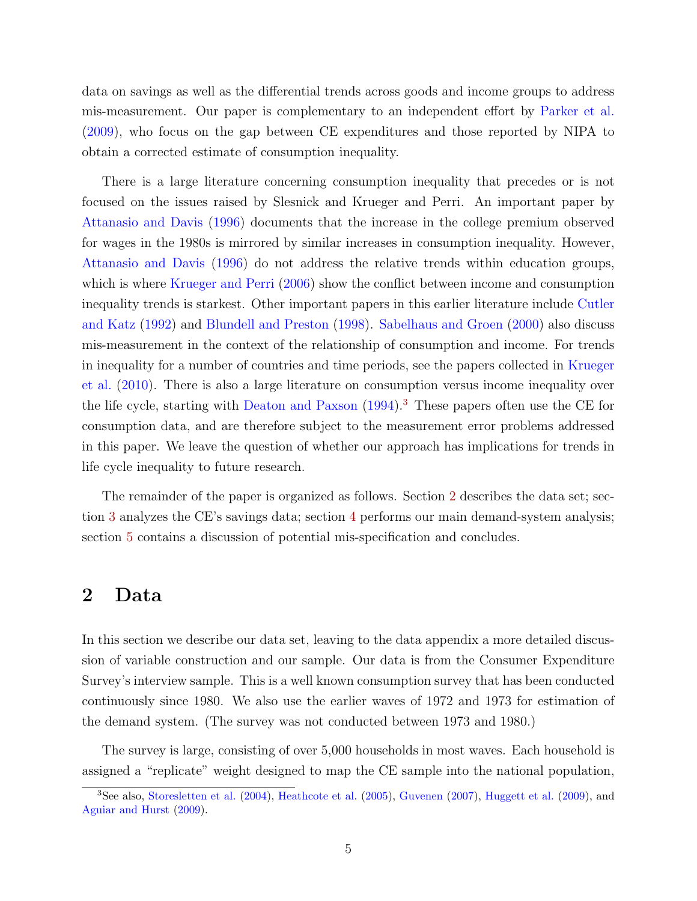data on savings as well as the differential trends across goods and income groups to address mis-measurement. Our paper is complementary to an independent effort by Parker et al. (2009), who focus on the gap between CE expenditures and those reported by NIPA to obtain a corrected estimate of consumption inequality.

There is a large literature concerning consumption inequality that precedes or is not focused on the issues raised by Slesnick and Krueger and Perri. An important paper by Attanasio and Davis (1996) documents that the increase in the college premium observed for wages in the 1980s is mirrored by similar increases in consumption inequality. However, Attanasio and Davis (1996) do not address the relative trends within education groups, which is where Krueger and Perri (2006) show the conflict between income and consumption inequality trends is starkest. Other important papers in this earlier literature include Cutler and Katz (1992) and Blundell and Preston (1998). Sabelhaus and Groen (2000) also discuss mis-measurement in the context of the relationship of consumption and income. For trends in inequality for a number of countries and time periods, see the papers collected in Krueger et al. (2010). There is also a large literature on consumption versus income inequality over the life cycle, starting with Deaton and Paxson (1994).[3] These papers often use the CE for consumption data, and are therefore subject to the measurement error problems addressed in this paper. We leave the question of whether our approach has implications for trends in life cycle inequality to future research.

The remainder of the paper is organized as follows. Section 2 describes the data set; section 3 analyzes the CE's savings data; section 4 performs our main demand-system analysis; section 5 contains a discussion of potential mis-specification and concludes.

# 2 Data

In this section we describe our data set, leaving to the data appendix a more detailed discussion of variable construction and our sample. Our data is from the Consumer Expenditure Survey's interview sample. This is a well known consumption survey that has been conducted continuously since 1980. We also use the earlier waves of 1972 and 1973 for estimation of the demand system. (The survey was not conducted between 1973 and 1980.)

The survey is large, consisting of over 5,000 households in most waves. Each household is assigned a "replicate" weight designed to map the CE sample into the national population,

[3] See also, Storesletten et al. (2004), Heathcote et al. (2005), Guvenen (2007), Huggett et al. (2009), and Aguiar and Hurst (2009).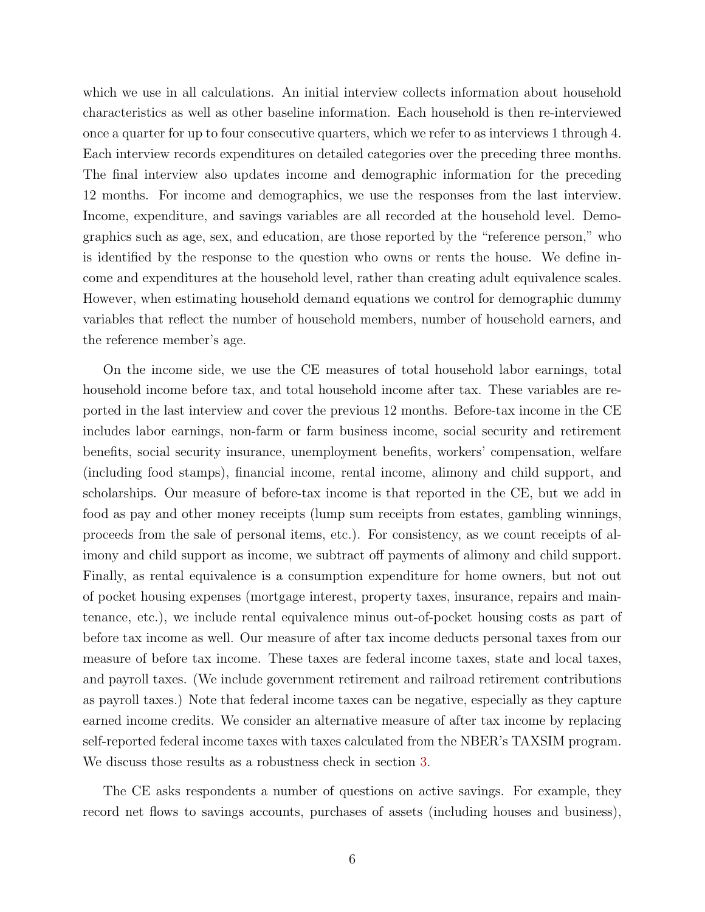which we use in all calculations. An initial interview collects information about household characteristics as well as other baseline information. Each household is then re-interviewed once a quarter for up to four consecutive quarters, which we refer to as interviews 1 through 4. Each interview records expenditures on detailed categories over the preceding three months. The final interview also updates income and demographic information for the preceding 12 months. For income and demographics, we use the responses from the last interview. Income, expenditure, and savings variables are all recorded at the household level. Demographics such as age, sex, and education, are those reported by the "reference person," who is identified by the response to the question who owns or rents the house. We define income and expenditures at the household level, rather than creating adult equivalence scales. However, when estimating household demand equations we control for demographic dummy variables that reflect the number of household members, number of household earners, and the reference member's age.

On the income side, we use the CE measures of total household labor earnings, total household income before tax, and total household income after tax. These variables are reported in the last interview and cover the previous 12 months. Before-tax income in the CE includes labor earnings, non-farm or farm business income, social security and retirement benefits, social security insurance, unemployment benefits, workers' compensation, welfare (including food stamps), financial income, rental income, alimony and child support, and scholarships. Our measure of before-tax income is that reported in the CE, but we add in food as pay and other money receipts (lump sum receipts from estates, gambling winnings, proceeds from the sale of personal items, etc.). For consistency, as we count receipts of alimony and child support as income, we subtract off payments of alimony and child support. Finally, as rental equivalence is a consumption expenditure for home owners, but not out of pocket housing expenses (mortgage interest, property taxes, insurance, repairs and maintenance, etc.), we include rental equivalence minus out-of-pocket housing costs as part of before tax income as well. Our measure of after tax income deducts personal taxes from our measure of before tax income. These taxes are federal income taxes, state and local taxes, and payroll taxes. (We include government retirement and railroad retirement contributions as payroll taxes.) Note that federal income taxes can be negative, especially as they capture earned income credits. We consider an alternative measure of after tax income by replacing self-reported federal income taxes with taxes calculated from the NBER's TAXSIM program. We discuss those results as a robustness check in section 3.

The CE asks respondents a number of questions on active savings. For example, they record net flows to savings accounts, purchases of assets (including houses and business),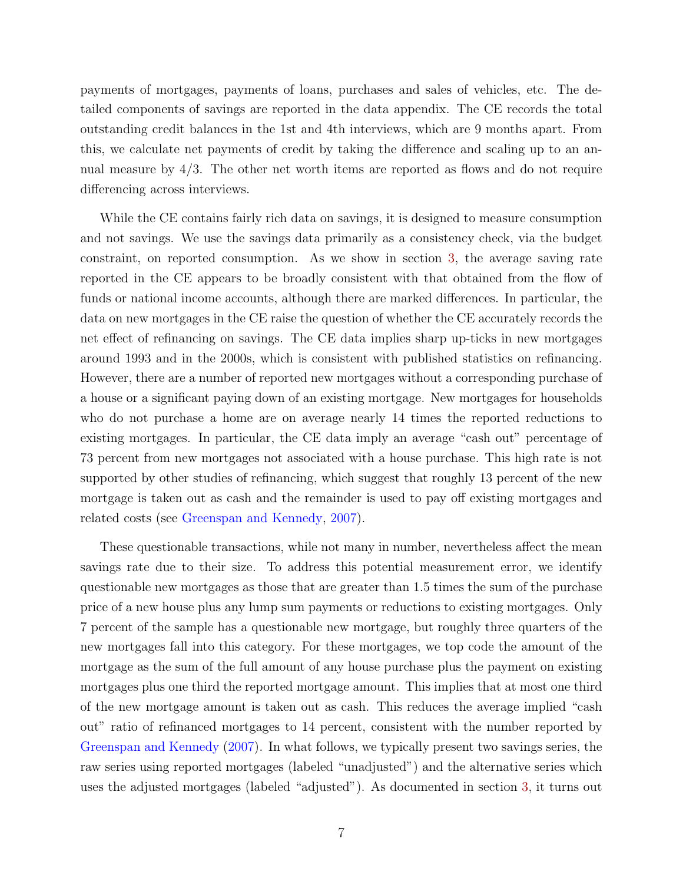payments of mortgages, payments of loans, purchases and sales of vehicles, etc. The detailed components of savings are reported in the data appendix. The CE records the total outstanding credit balances in the 1st and 4th interviews, which are 9 months apart. From this, we calculate net payments of credit by taking the difference and scaling up to an annual measure by 4/3. The other net worth items are reported as flows and do not require differencing across interviews.

While the CE contains fairly rich data on savings, it is designed to measure consumption and not savings. We use the savings data primarily as a consistency check, via the budget constraint, on reported consumption. As we show in section 3, the average saving rate reported in the CE appears to be broadly consistent with that obtained from the flow of funds or national income accounts, although there are marked differences. In particular, the data on new mortgages in the CE raise the question of whether the CE accurately records the net effect of refinancing on savings. The CE data implies sharp up-ticks in new mortgages around 1993 and in the 2000s, which is consistent with published statistics on refinancing. However, there are a number of reported new mortgages without a corresponding purchase of a house or a significant paying down of an existing mortgage. New mortgages for households who do not purchase a home are on average nearly 14 times the reported reductions to existing mortgages. In particular, the CE data imply an average "cash out" percentage of 73 percent from new mortgages not associated with a house purchase. This high rate is not supported by other studies of refinancing, which suggest that roughly 13 percent of the new mortgage is taken out as cash and the remainder is used to pay off existing mortgages and related costs (see Greenspan and Kennedy, 2007).

These questionable transactions, while not many in number, nevertheless affect the mean savings rate due to their size. To address this potential measurement error, we identify questionable new mortgages as those that are greater than 1.5 times the sum of the purchase price of a new house plus any lump sum payments or reductions to existing mortgages. Only 7 percent of the sample has a questionable new mortgage, but roughly three quarters of the new mortgages fall into this category. For these mortgages, we top code the amount of the mortgage as the sum of the full amount of any house purchase plus the payment on existing mortgages plus one third the reported mortgage amount. This implies that at most one third of the new mortgage amount is taken out as cash. This reduces the average implied "cash out" ratio of refinanced mortgages to 14 percent, consistent with the number reported by Greenspan and Kennedy (2007). In what follows, we typically present two savings series, the raw series using reported mortgages (labeled "unadjusted") and the alternative series which uses the adjusted mortgages (labeled "adjusted"). As documented in section 3, it turns out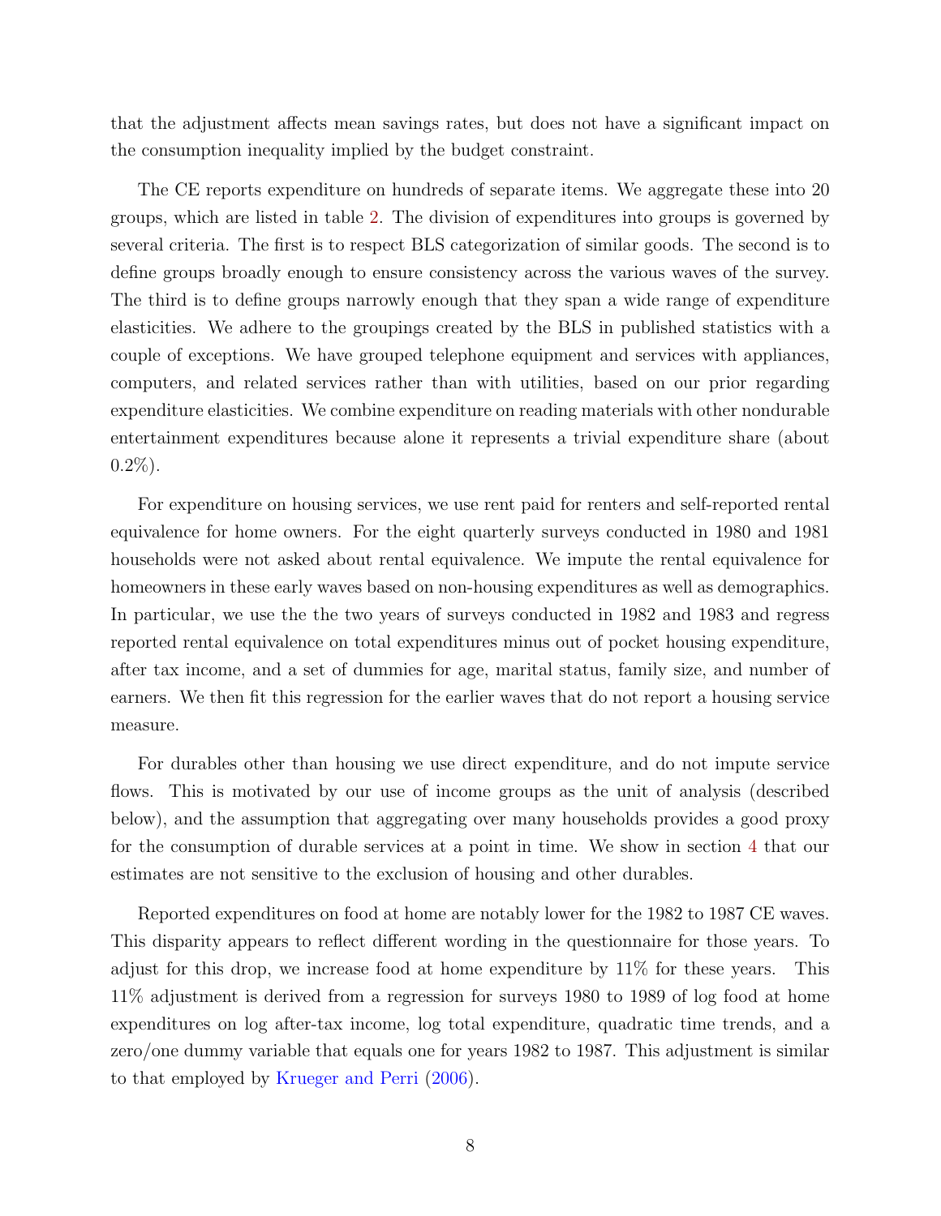that the adjustment affects mean savings rates, but does not have a significant impact on the consumption inequality implied by the budget constraint.

The CE reports expenditure on hundreds of separate items. We aggregate these into 20 groups, which are listed in table 2. The division of expenditures into groups is governed by several criteria. The first is to respect BLS categorization of similar goods. The second is to define groups broadly enough to ensure consistency across the various waves of the survey. The third is to define groups narrowly enough that they span a wide range of expenditure elasticities. We adhere to the groupings created by the BLS in published statistics with a couple of exceptions. We have grouped telephone equipment and services with appliances, computers, and related services rather than with utilities, based on our prior regarding expenditure elasticities. We combine expenditure on reading materials with other nondurable entertainment expenditures because alone it represents a trivial expenditure share (about 0.2%).

For expenditure on housing services, we use rent paid for renters and self-reported rental equivalence for home owners. For the eight quarterly surveys conducted in 1980 and 1981 households were not asked about rental equivalence. We impute the rental equivalence for homeowners in these early waves based on non-housing expenditures as well as demographics. In particular, we use the the two years of surveys conducted in 1982 and 1983 and regress reported rental equivalence on total expenditures minus out of pocket housing expenditure, after tax income, and a set of dummies for age, marital status, family size, and number of earners. We then fit this regression for the earlier waves that do not report a housing service measure.

For durables other than housing we use direct expenditure, and do not impute service flows. This is motivated by our use of income groups as the unit of analysis (described below), and the assumption that aggregating over many households provides a good proxy for the consumption of durable services at a point in time. We show in section 4 that our estimates are not sensitive to the exclusion of housing and other durables.

Reported expenditures on food at home are notably lower for the 1982 to 1987 CE waves. This disparity appears to reflect different wording in the questionnaire for those years. To adjust for this drop, we increase food at home expenditure by 11% for these years. This 11% adjustment is derived from a regression for surveys 1980 to 1989 of log food at home expenditures on log after-tax income, log total expenditure, quadratic time trends, and a zero/one dummy variable that equals one for years 1982 to 1987. This adjustment is similar to that employed by Krueger and Perri (2006).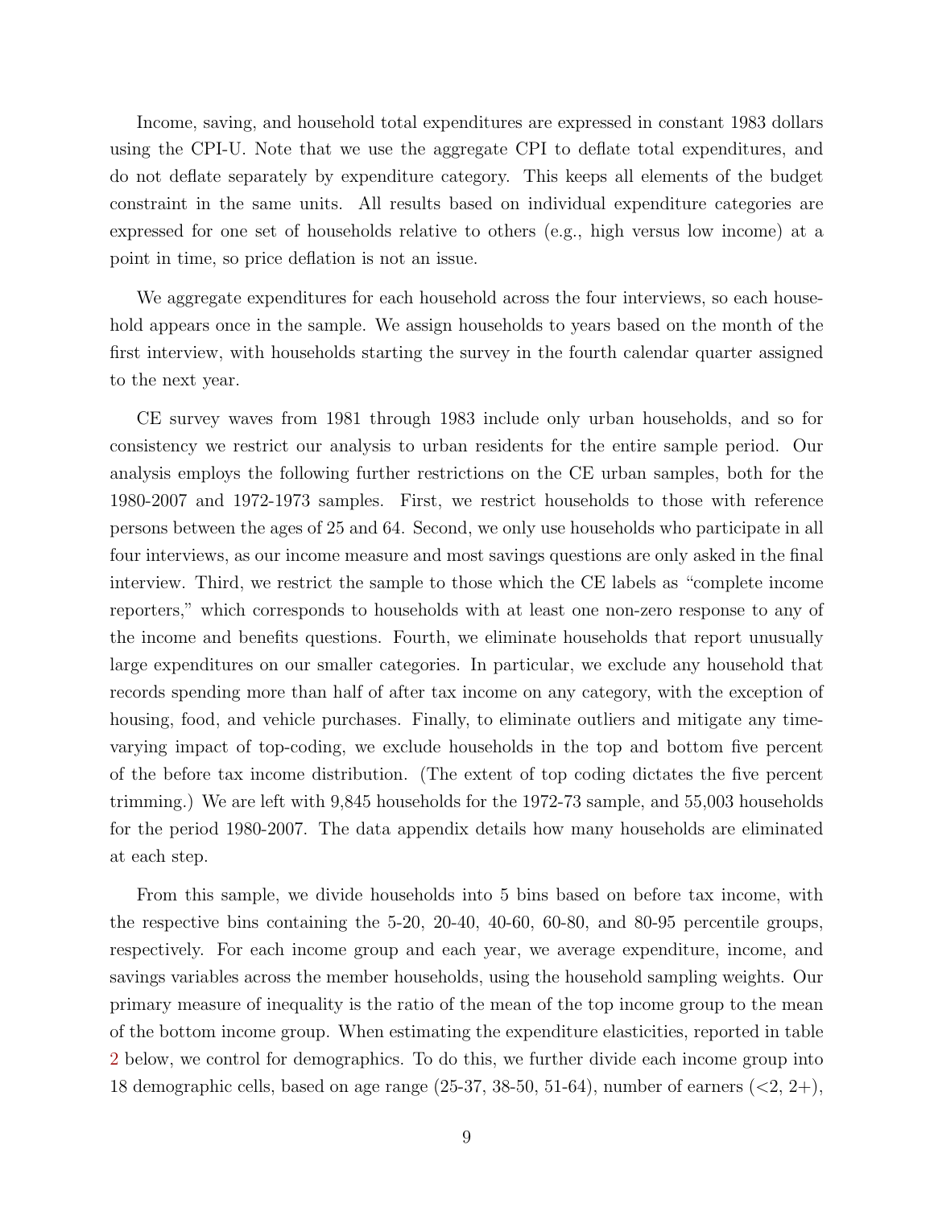Income, saving, and household total expenditures are expressed in constant 1983 dollars using the CPI-U. Note that we use the aggregate CPI to deflate total expenditures, and do not deflate separately by expenditure category. This keeps all elements of the budget constraint in the same units. All results based on individual expenditure categories are expressed for one set of households relative to others (e.g., high versus low income) at a point in time, so price deflation is not an issue.

We aggregate expenditures for each household across the four interviews, so each household appears once in the sample. We assign households to years based on the month of the first interview, with households starting the survey in the fourth calendar quarter assigned to the next year.

CE survey waves from 1981 through 1983 include only urban households, and so for consistency we restrict our analysis to urban residents for the entire sample period. Our analysis employs the following further restrictions on the CE urban samples, both for the 1980-2007 and 1972-1973 samples. First, we restrict households to those with reference persons between the ages of 25 and 64. Second, we only use households who participate in all four interviews, as our income measure and most savings questions are only asked in the final interview. Third, we restrict the sample to those which the CE labels as "complete income reporters," which corresponds to households with at least one non-zero response to any of the income and benefits questions. Fourth, we eliminate households that report unusually large expenditures on our smaller categories. In particular, we exclude any household that records spending more than half of after tax income on any category, with the exception of housing, food, and vehicle purchases. Finally, to eliminate outliers and mitigate any time-varying impact of top-coding, we exclude households in the top and bottom five percent of the before tax income distribution. (The extent of top coding dictates the five percent trimming.) We are left with 9,845 households for the 1972-73 sample, and 55,003 households for the period 1980-2007. The data appendix details how many households are eliminated at each step.

From this sample, we divide households into 5 bins based on before tax income, with the respective bins containing the 5-20, 20-40, 40-60, 60-80, and 80-95 percentile groups, respectively. For each income group and each year, we average expenditure, income, and savings variables across the member households, using the household sampling weights. Our primary measure of inequality is the ratio of the mean of the top income group to the mean of the bottom income group. When estimating the expenditure elasticities, reported in table 2 below, we control for demographics. To do this, we further divide each income group into 18 demographic cells, based on age range (25-37, 38-50, 51-64), number of earners (<2, 2+),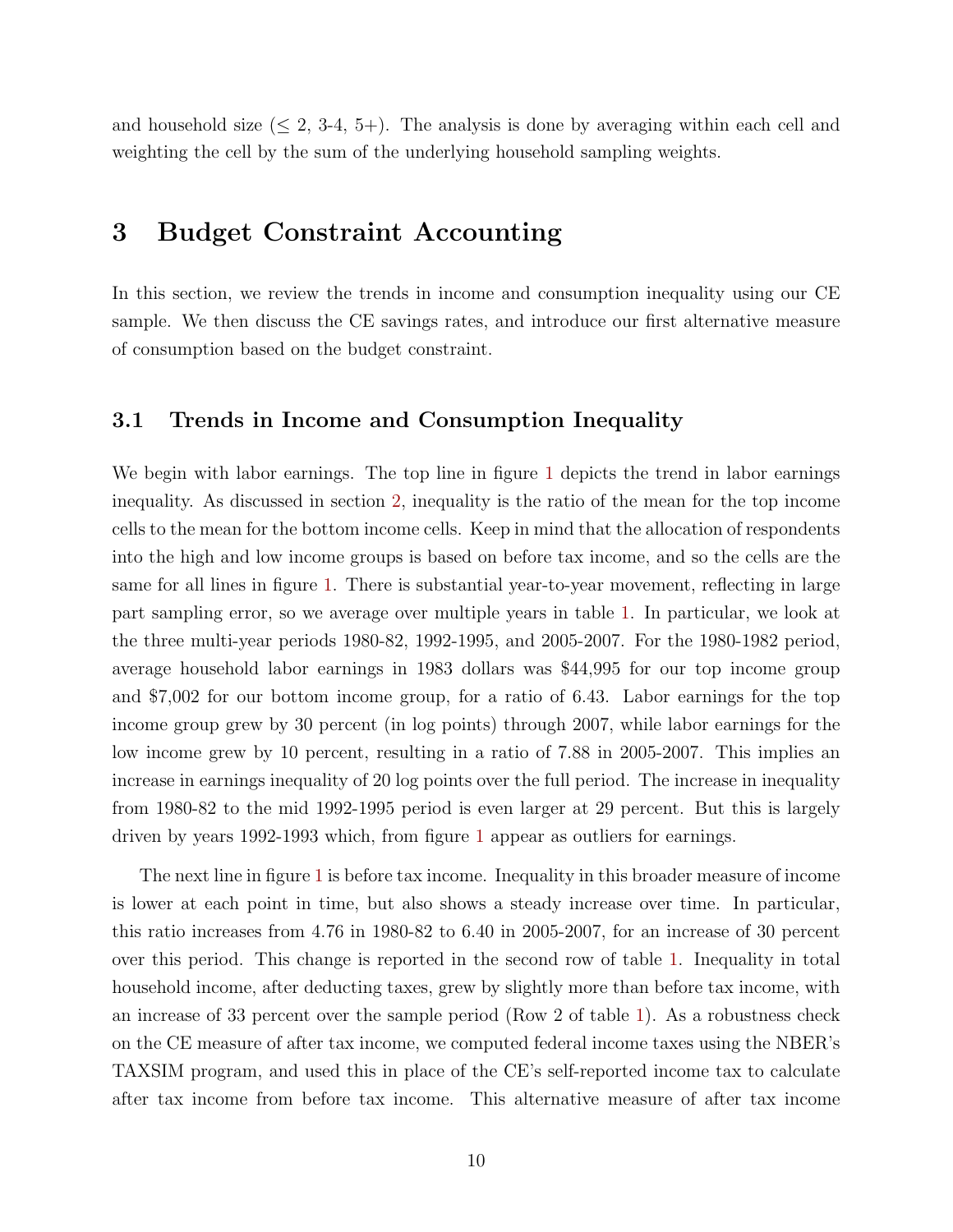and household size ($\leq$ 2, 3-4, 5+). The analysis is done by averaging within each cell and weighting the cell by the sum of the underlying household sampling weights.

# 3 Budget Constraint Accounting

In this section, we review the trends in income and consumption inequality using our CE sample. We then discuss the CE savings rates, and introduce our first alternative measure of consumption based on the budget constraint.

## 3.1 Trends in Income and Consumption Inequality

We begin with labor earnings. The top line in figure 1 depicts the trend in labor earnings inequality. As discussed in section 2, inequality is the ratio of the mean for the top income cells to the mean for the bottom income cells. Keep in mind that the allocation of respondents into the high and low income groups is based on before tax income, and so the cells are the same for all lines in figure 1. There is substantial year-to-year movement, reflecting in large part sampling error, so we average over multiple years in table 1. In particular, we look at the three multi-year periods 1980-82, 1992-1995, and 2005-2007. For the 1980-1982 period, average household labor earnings in 1983 dollars was \$44,995 for our top income group and \$7,002 for our bottom income group, for a ratio of 6.43. Labor earnings for the top income group grew by 30 percent (in log points) through 2007, while labor earnings for the low income grew by 10 percent, resulting in a ratio of 7.88 in 2005-2007. This implies an increase in earnings inequality of 20 log points over the full period. The increase in inequality from 1980-82 to the mid 1992-1995 period is even larger at 29 percent. But this is largely driven by years 1992-1993 which, from figure 1 appear as outliers for earnings.

The next line in figure 1 is before tax income. Inequality in this broader measure of income is lower at each point in time, but also shows a steady increase over time. In particular, this ratio increases from 4.76 in 1980-82 to 6.40 in 2005-2007, for an increase of 30 percent over this period. This change is reported in the second row of table 1. Inequality in total household income, after deducting taxes, grew by slightly more than before tax income, with an increase of 33 percent over the sample period (Row 2 of table 1). As a robustness check on the CE measure of after tax income, we computed federal income taxes using the NBER's TAXSIM program, and used this in place of the CE's self-reported income tax to calculate after tax income from before tax income. This alternative measure of after tax income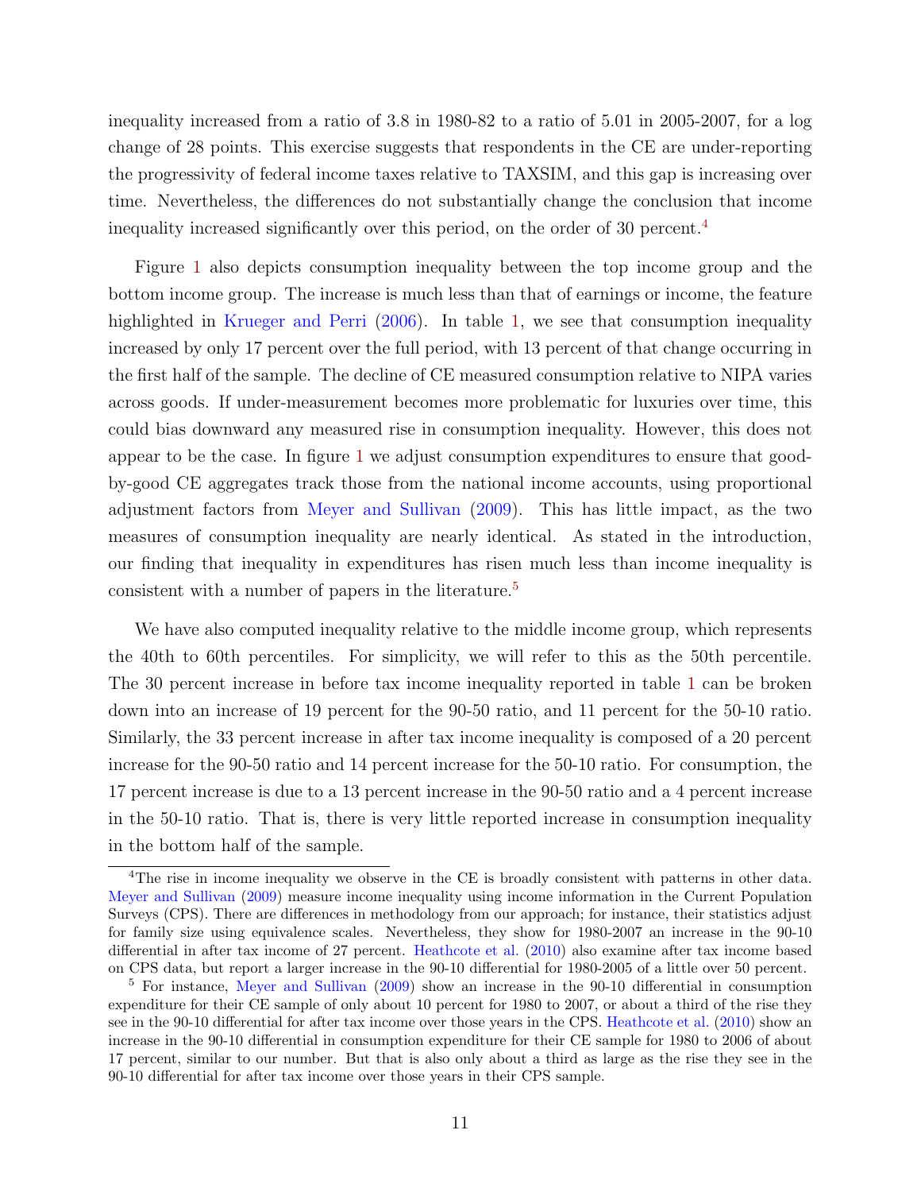inequality increased from a ratio of 3.8 in 1980-82 to a ratio of 5.01 in 2005-2007, for a log change of 28 points. This exercise suggests that respondents in the CE are under-reporting the progressivity of federal income taxes relative to TAXSIM, and this gap is increasing over time. Nevertheless, the differences do not substantially change the conclusion that income inequality increased significantly over this period, on the order of 30 percent.[4]

Figure 1 also depicts consumption inequality between the top income group and the bottom income group. The increase is much less than that of earnings or income, the feature highlighted in Krueger and Perri (2006). In table 1, we see that consumption inequality increased by only 17 percent over the full period, with 13 percent of that change occurring in the first half of the sample. The decline of CE measured consumption relative to NIPA varies across goods. If under-measurement becomes more problematic for luxuries over time, this could bias downward any measured rise in consumption inequality. However, this does not appear to be the case. In figure 1 we adjust consumption expenditures to ensure that good-by-good CE aggregates track those from the national income accounts, using proportional adjustment factors from Meyer and Sullivan (2009). This has little impact, as the two measures of consumption inequality are nearly identical. As stated in the introduction, our finding that inequality in expenditures has risen much less than income inequality is consistent with a number of papers in the literature.[5]

We have also computed inequality relative to the middle income group, which represents the 40th to 60th percentiles. For simplicity, we will refer to this as the 50th percentile. The 30 percent increase in before tax income inequality reported in table 1 can be broken down into an increase of 19 percent for the 90-50 ratio, and 11 percent for the 50-10 ratio. Similarly, the 33 percent increase in after tax income inequality is composed of a 20 percent increase for the 90-50 ratio and 14 percent increase for the 50-10 ratio. For consumption, the 17 percent increase is due to a 13 percent increase in the 90-50 ratio and a 4 percent increase in the 50-10 ratio. That is, there is very little reported increase in consumption inequality in the bottom half of the sample.

---

[4] The rise in income inequality we observe in the CE is broadly consistent with patterns in other data. Meyer and Sullivan (2009) measure income inequality using income information in the Current Population Surveys (CPS). There are differences in methodology from our approach; for instance, their statistics adjust for family size using equivalence scales. Nevertheless, they show for 1980-2007 an increase in the 90-10 differential in after tax income of 27 percent. Heathcote et al. (2010) also examine after tax income based on CPS data, but report a larger increase in the 90-10 differential for 1980-2005 of a little over 50 percent.

[5] For instance, Meyer and Sullivan (2009) show an increase in the 90-10 differential in consumption expenditure for their CE sample of only about 10 percent for 1980 to 2007, or about a third of the rise they see in the 90-10 differential for after tax income over those years in the CPS. Heathcote et al. (2010) show an increase in the 90-10 differential in consumption expenditure for their CE sample for 1980 to 2006 of about 17 percent, similar to our number. But that is also only about a third as large as the rise they see in the 90-10 differential for after tax income over those years in their CPS sample.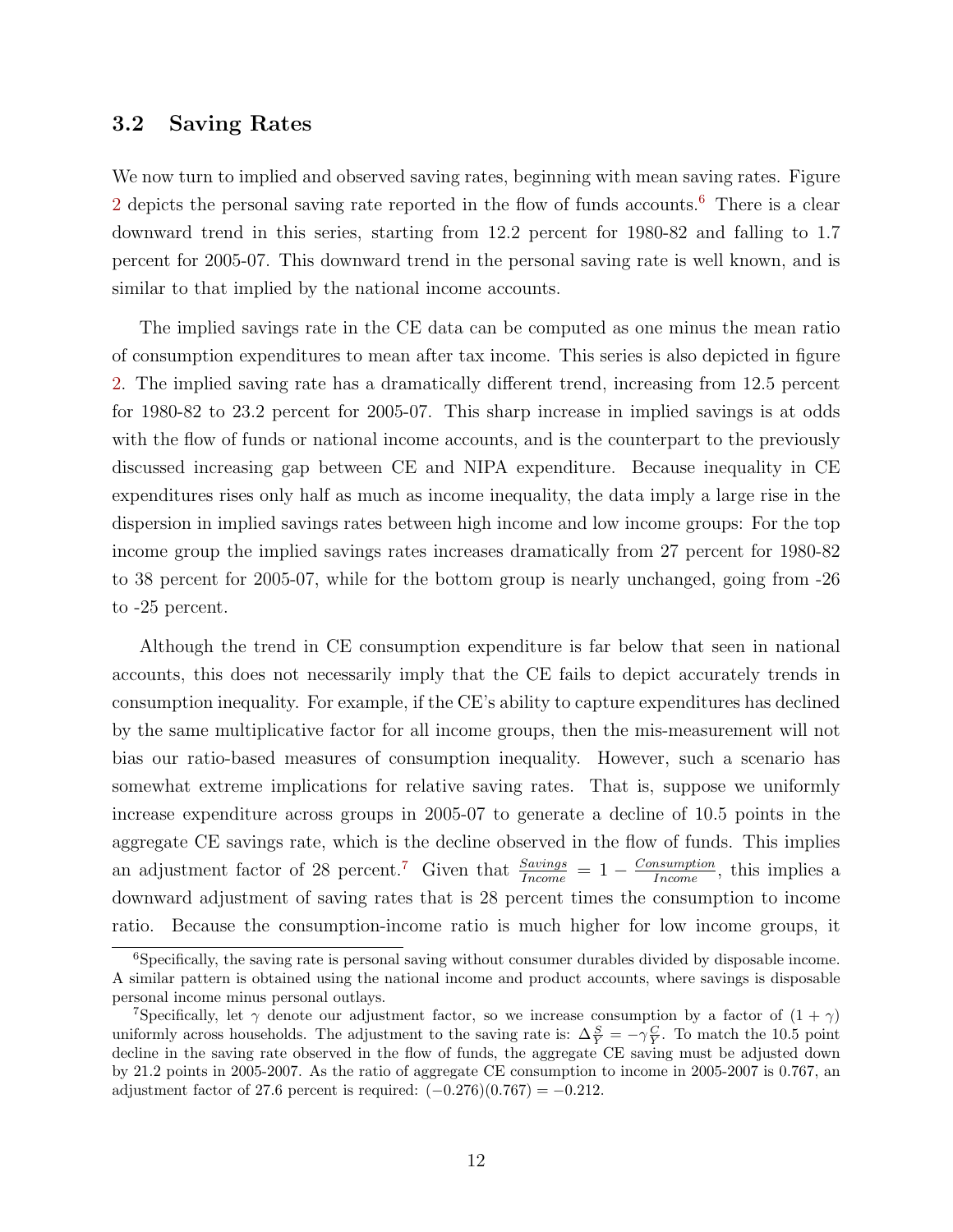### 3.2 Saving Rates

We now turn to implied and observed saving rates, beginning with mean saving rates. Figure 2 depicts the personal saving rate reported in the flow of funds accounts.[6] There is a clear downward trend in this series, starting from 12.2 percent for 1980-82 and falling to 1.7 percent for 2005-07. This downward trend in the personal saving rate is well known, and is similar to that implied by the national income accounts.

The implied savings rate in the CE data can be computed as one minus the mean ratio of consumption expenditures to mean after tax income. This series is also depicted in figure 2. The implied saving rate has a dramatically different trend, increasing from 12.5 percent for 1980-82 to 23.2 percent for 2005-07. This sharp increase in implied savings is at odds with the flow of funds or national income accounts, and is the counterpart to the previously discussed increasing gap between CE and NIPA expenditure. Because inequality in CE expenditures rises only half as much as income inequality, the data imply a large rise in the dispersion in implied savings rates between high income and low income groups: For the top income group the implied savings rates increases dramatically from 27 percent for 1980-82 to 38 percent for 2005-07, while for the bottom group is nearly unchanged, going from -26 to -25 percent.

Although the trend in CE consumption expenditure is far below that seen in national accounts, this does not necessarily imply that the CE fails to depict accurately trends in consumption inequality. For example, if the CE's ability to capture expenditures has declined by the same multiplicative factor for all income groups, then the mis-measurement will not bias our ratio-based measures of consumption inequality. However, such a scenario has somewhat extreme implications for relative saving rates. That is, suppose we uniformly increase expenditure across groups in 2005-07 to generate a decline of 10.5 points in the aggregate CE savings rate, which is the decline observed in the flow of funds. This implies an adjustment factor of 28 percent.[7] Given that $\frac{Savings}{Income} = 1 - \frac{Consumption}{Income}$, this implies a downward adjustment of saving rates that is 28 percent times the consumption to income ratio. Because the consumption-income ratio is much higher for low income groups, it

---

[6] Specifically, the saving rate is personal saving without consumer durables divided by disposable income. A similar pattern is obtained using the national income and product accounts, where savings is disposable personal income minus personal outlays.

[7] Specifically, let $\gamma$ denote our adjustment factor, so we increase consumption by a factor of $(1 + \gamma)$ uniformly across households. The adjustment to the saving rate is: $\Delta \frac{S}{Y} = -\gamma \frac{C}{Y}$. To match the 10.5 point decline in the saving rate observed in the flow of funds, the aggregate CE saving must be adjusted down by 21.2 points in 2005-2007. As the ratio of aggregate CE consumption to income in 2005-2007 is 0.767, an adjustment factor of 27.6 percent is required: $(-0.276)(0.767) = -0.212$.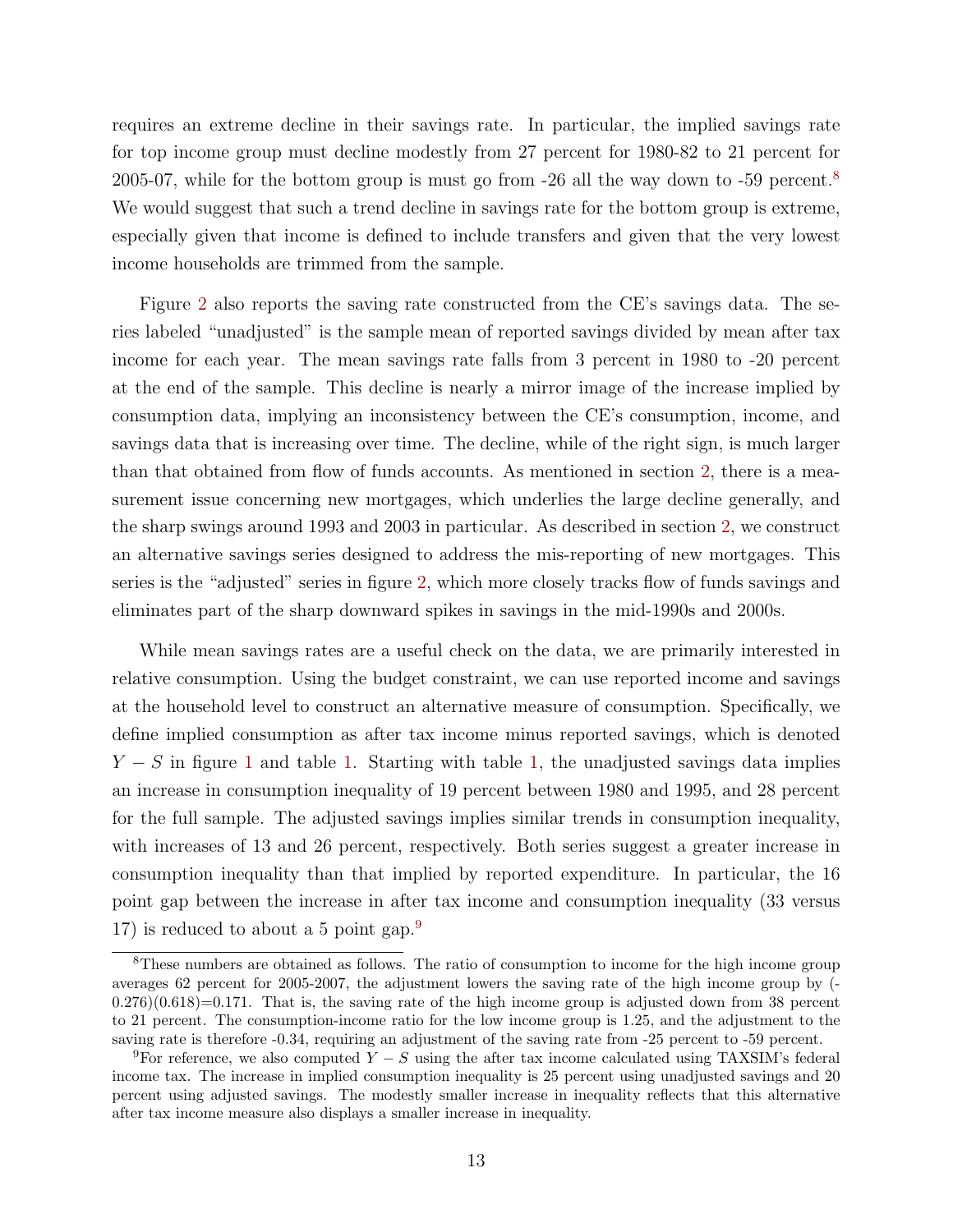requires an extreme decline in their savings rate. In particular, the implied savings rate for top income group must decline modestly from 27 percent for 1980-82 to 21 percent for 2005-07, while for the bottom group is must go from -26 all the way down to -59 percent.[8] We would suggest that such a trend decline in savings rate for the bottom group is extreme, especially given that income is defined to include transfers and given that the very lowest income households are trimmed from the sample.

Figure 2 also reports the saving rate constructed from the CE's savings data. The series labeled "unadjusted" is the sample mean of reported savings divided by mean after tax income for each year. The mean savings rate falls from 3 percent in 1980 to -20 percent at the end of the sample. This decline is nearly a mirror image of the increase implied by consumption data, implying an inconsistency between the CE's consumption, income, and savings data that is increasing over time. The decline, while of the right sign, is much larger than that obtained from flow of funds accounts. As mentioned in section 2, there is a measurement issue concerning new mortgages, which underlies the large decline generally, and the sharp swings around 1993 and 2003 in particular. As described in section 2, we construct an alternative savings series designed to address the mis-reporting of new mortgages. This series is the "adjusted" series in figure 2, which more closely tracks flow of funds savings and eliminates part of the sharp downward spikes in savings in the mid-1990s and 2000s.

While mean savings rates are a useful check on the data, we are primarily interested in relative consumption. Using the budget constraint, we can use reported income and savings at the household level to construct an alternative measure of consumption. Specifically, we define implied consumption as after tax income minus reported savings, which is denoted $Y - S$ in figure 1 and table 1. Starting with table 1, the unadjusted savings data implies an increase in consumption inequality of 19 percent between 1980 and 1995, and 28 percent for the full sample. The adjusted savings implies similar trends in consumption inequality, with increases of 13 and 26 percent, respectively. Both series suggest a greater increase in consumption inequality than that implied by reported expenditure. In particular, the 16 point gap between the increase in after tax income and consumption inequality (33 versus 17) is reduced to about a 5 point gap.[9]

[8] These numbers are obtained as follows. The ratio of consumption to income for the high income group averages 62 percent for 2005-2007, the adjustment lowers the saving rate of the high income group by $(-0.276)(0.618)=0.171$. That is, the saving rate of the high income group is adjusted down from 38 percent to 21 percent. The consumption-income ratio for the low income group is 1.25, and the adjustment to the saving rate is therefore -0.34, requiring an adjustment of the saving rate from -25 percent to -59 percent.

[9] For reference, we also computed $Y - S$ using the after tax income calculated using TAXSIM's federal income tax. The increase in implied consumption inequality is 25 percent using unadjusted savings and 20 percent using adjusted savings. The modestly smaller increase in inequality reflects that this alternative after tax income measure also displays a smaller increase in inequality.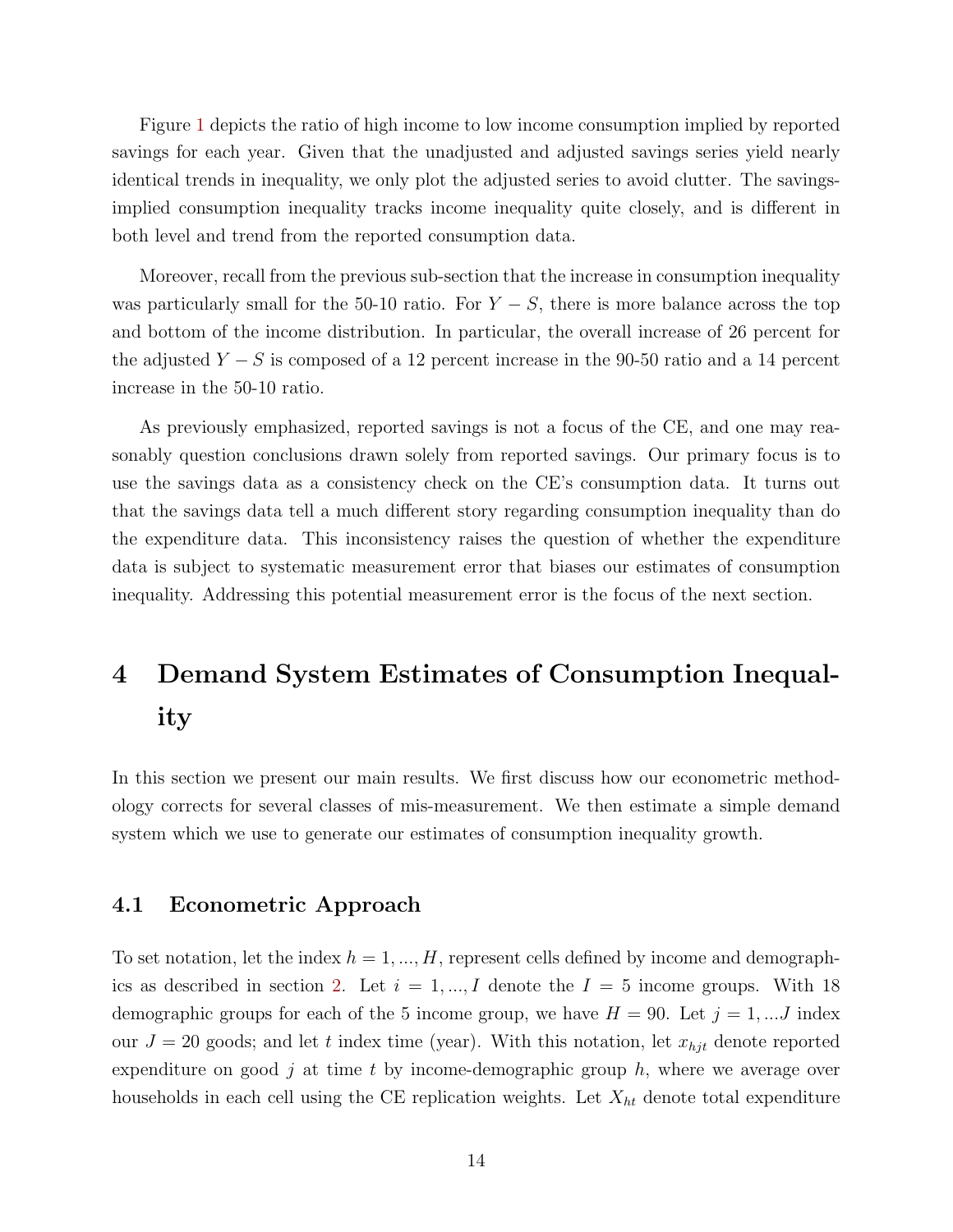Figure 1 depicts the ratio of high income to low income consumption implied by reported savings for each year. Given that the unadjusted and adjusted savings series yield nearly identical trends in inequality, we only plot the adjusted series to avoid clutter. The savings-implied consumption inequality tracks income inequality quite closely, and is different in both level and trend from the reported consumption data.

Moreover, recall from the previous sub-section that the increase in consumption inequality was particularly small for the 50-10 ratio. For $Y - S$, there is more balance across the top and bottom of the income distribution. In particular, the overall increase of 26 percent for the adjusted $Y - S$ is composed of a 12 percent increase in the 90-50 ratio and a 14 percent increase in the 50-10 ratio.

As previously emphasized, reported savings is not a focus of the CE, and one may reasonably question conclusions drawn solely from reported savings. Our primary focus is to use the savings data as a consistency check on the CE's consumption data. It turns out that the savings data tell a much different story regarding consumption inequality than do the expenditure data. This inconsistency raises the question of whether the expenditure data is subject to systematic measurement error that biases our estimates of consumption inequality. Addressing this potential measurement error is the focus of the next section.

# 4 Demand System Estimates of Consumption Inequality

In this section we present our main results. We first discuss how our econometric methodology corrects for several classes of mis-measurement. We then estimate a simple demand system which we use to generate our estimates of consumption inequality growth.

## 4.1 Econometric Approach

To set notation, let the index $h = 1, ..., H$, represent cells defined by income and demographics as described in section 2. Let $i = 1, ..., I$ denote the $I = 5$ income groups. With 18 demographic groups for each of the 5 income group, we have $H = 90$. Let $j = 1, ...J$ index our $J = 20$ goods; and let $t$ index time (year). With this notation, let $x_{hjt}$ denote reported expenditure on good $j$ at time $t$ by income-demographic group $h$, where we average over households in each cell using the CE replication weights. Let $X_{ht}$ denote total expenditure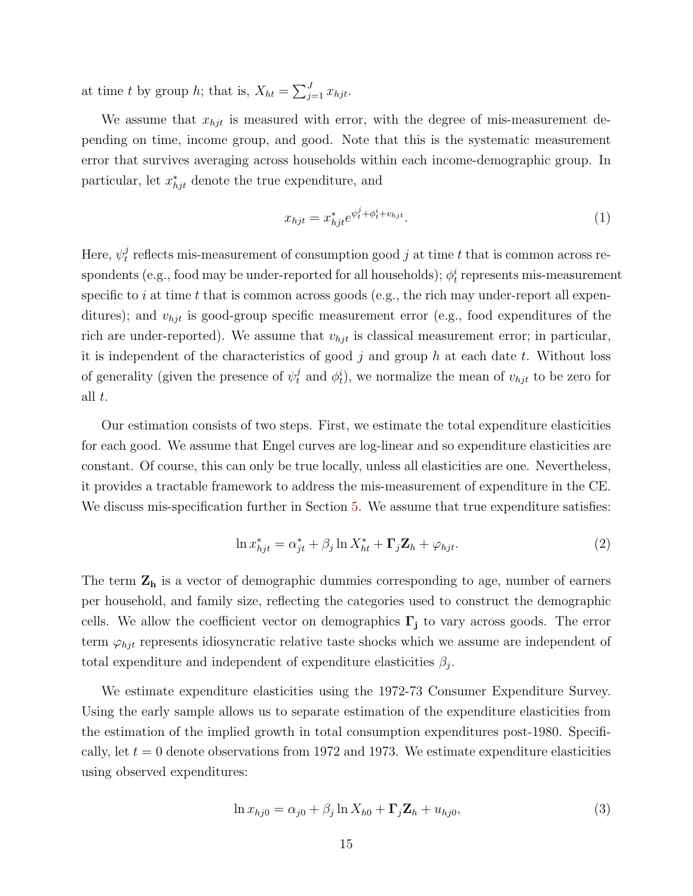at time $t$ by group $h$; that is, $X_{ht} = \sum_{j=1}^{J} x_{hjt}$.

We assume that $x_{hjt}$ is measured with error, with the degree of mis-measurement depending on time, income group, and good. Note that this is the systematic measurement error that survives averaging across households within each income-demographic group. In particular, let $x^*_{hjt}$ denote the true expenditure, and

$$x_{hjt} = x^*_{hjt} e^{\psi^j_t + \phi^i_t + v_{hjt}}. \tag{1}$$

Here, $\psi^j_t$ reflects mis-measurement of consumption good $j$ at time $t$ that is common across respondents (e.g., food may be under-reported for all households); $\phi^i_t$ represents mis-measurement specific to $i$ at time $t$ that is common across goods (e.g., the rich may under-report all expenditures); and $v_{hjt}$ is good-group specific measurement error (e.g., food expenditures of the rich are under-reported). We assume that $v_{hjt}$ is classical measurement error; in particular, it is independent of the characteristics of good $j$ and group $h$ at each date $t$. Without loss of generality (given the presence of $\psi^j_t$ and $\phi^i_t$), we normalize the mean of $v_{hjt}$ to be zero for all $t$.

Our estimation consists of two steps. First, we estimate the total expenditure elasticities for each good. We assume that Engel curves are log-linear and so expenditure elasticities are constant. Of course, this can only be true locally, unless all elasticities are one. Nevertheless, it provides a tractable framework to address the mis-measurement of expenditure in the CE. We discuss mis-specification further in Section 5. We assume that true expenditure satisfies:

$$\ln x^*_{hjt} = \alpha^*_{jt} + \beta_j \ln X^*_{ht} + \mathbf{\Gamma}_j \mathbf{Z}_h + \varphi_{hjt}. \tag{2}$$

The term $\mathbf{Z_h}$ is a vector of demographic dummies corresponding to age, number of earners per household, and family size, reflecting the categories used to construct the demographic cells. We allow the coefficient vector on demographics $\mathbf{\Gamma_j}$ to vary across goods. The error term $\varphi_{hjt}$ represents idiosyncratic relative taste shocks which we assume are independent of total expenditure and independent of expenditure elasticities $\beta_j$.

We estimate expenditure elasticities using the 1972-73 Consumer Expenditure Survey. Using the early sample allows us to separate estimation of the expenditure elasticities from the estimation of the implied growth in total consumption expenditures post-1980. Specifically, let $t = 0$ denote observations from 1972 and 1973. We estimate expenditure elasticities using observed expenditures:

$$\ln x_{hj0} = \alpha_{j0} + \beta_j \ln X_{h0} + \mathbf{\Gamma}_j \mathbf{Z}_h + u_{hj0}, \tag{3}$$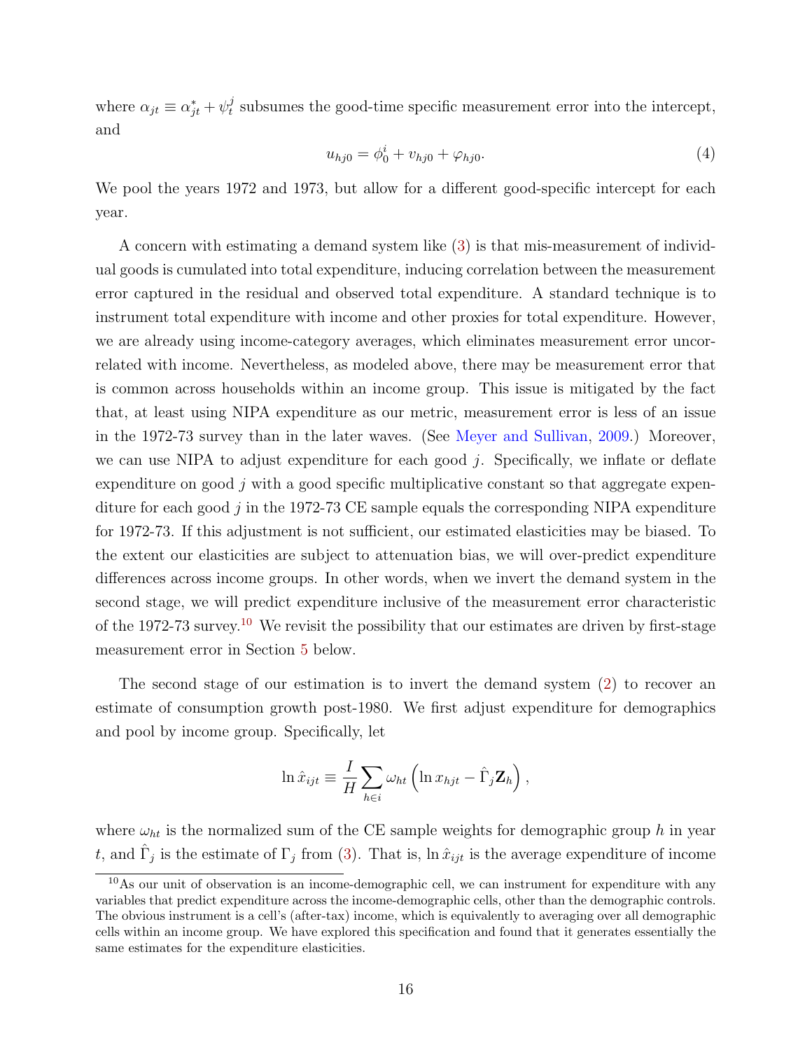where $\alpha_{jt} \equiv \alpha^*_{jt} + \psi^j_t$ subsumes the good-time specific measurement error into the intercept, and

$$u_{hj0} = \phi^i_0 + v_{hj0} + \varphi_{hj0}. \tag{4}$$

We pool the years 1972 and 1973, but allow for a different good-specific intercept for each year.

A concern with estimating a demand system like (3) is that mis-measurement of individual goods is cumulated into total expenditure, inducing correlation between the measurement error captured in the residual and observed total expenditure. A standard technique is to instrument total expenditure with income and other proxies for total expenditure. However, we are already using income-category averages, which eliminates measurement error uncorrelated with income. Nevertheless, as modeled above, there may be measurement error that is common across households within an income group. This issue is mitigated by the fact that, at least using NIPA expenditure as our metric, measurement error is less of an issue in the 1972-73 survey than in the later waves. (See Meyer and Sullivan, 2009.) Moreover, we can use NIPA to adjust expenditure for each good $j$. Specifically, we inflate or deflate expenditure on good $j$ with a good specific multiplicative constant so that aggregate expenditure for each good $j$ in the 1972-73 CE sample equals the corresponding NIPA expenditure for 1972-73. If this adjustment is not sufficient, our estimated elasticities may be biased. To the extent our elasticities are subject to attenuation bias, we will over-predict expenditure differences across income groups. In other words, when we invert the demand system in the second stage, we will predict expenditure inclusive of the measurement error characteristic of the 1972-73 survey.[10] We revisit the possibility that our estimates are driven by first-stage measurement error in Section 5 below.

The second stage of our estimation is to invert the demand system (2) to recover an estimate of consumption growth post-1980. We first adjust expenditure for demographics and pool by income group. Specifically, let

$$\ln \hat{x}_{ijt} \equiv \frac{I}{H} \sum_{h \in i} \omega_{ht} \left( \ln x_{hjt} - \hat{\Gamma}_j \mathbf{Z}_h \right),$$

where $\omega_{ht}$ is the normalized sum of the CE sample weights for demographic group $h$ in year $t$, and $\hat{\Gamma}_j$ is the estimate of $\Gamma_j$ from (3). That is, $\ln \hat{x}_{ijt}$ is the average expenditure of income

[10] As our unit of observation is an income-demographic cell, we can instrument for expenditure with any variables that predict expenditure across the income-demographic cells, other than the demographic controls. The obvious instrument is a cell's (after-tax) income, which is equivalently to averaging over all demographic cells within an income group. We have explored this specification and found that it generates essentially the same estimates for the expenditure elasticities.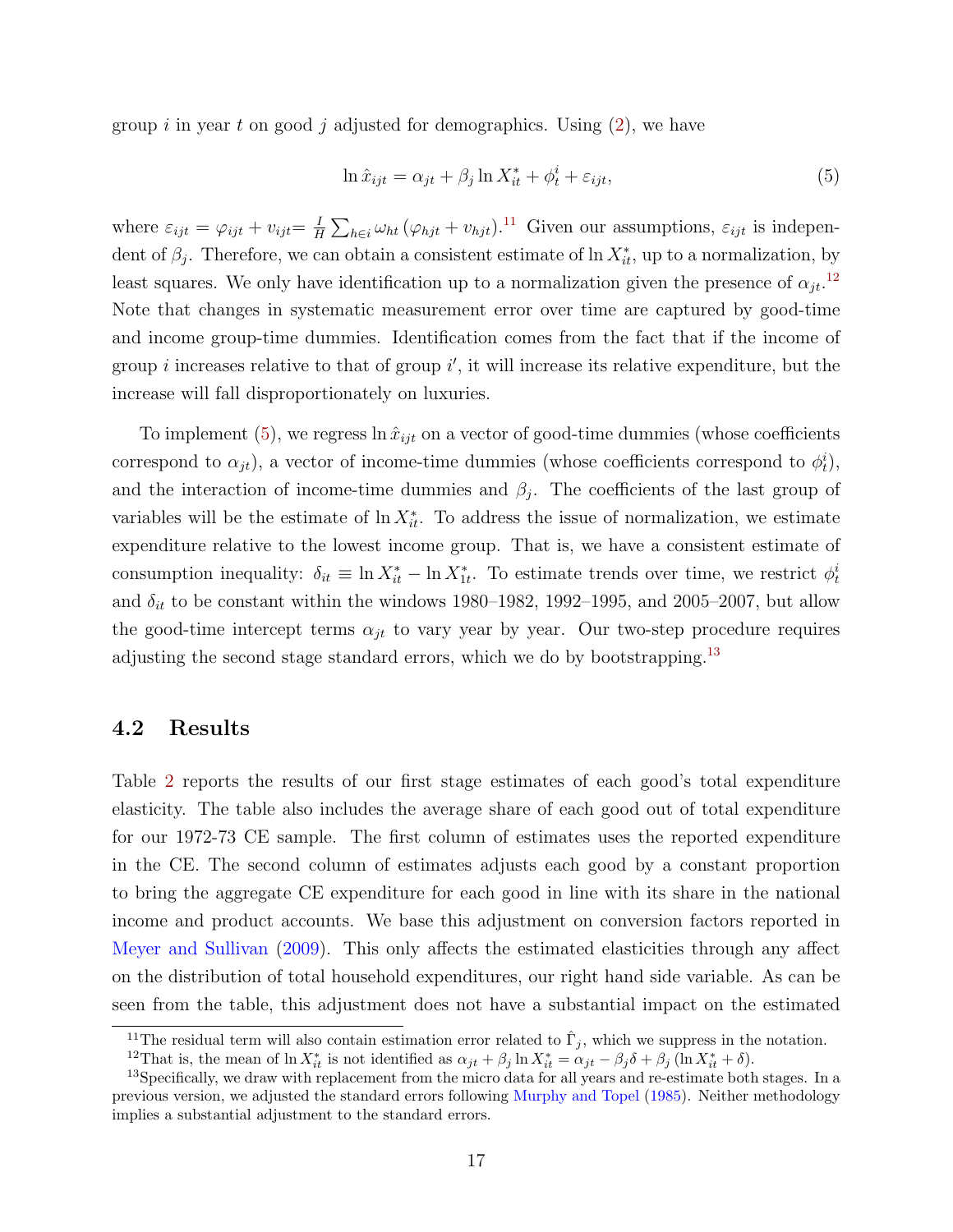group $i$ in year $t$ on good $j$ adjusted for demographics. Using (2), we have

$$\ln \hat{x}_{ijt} = \alpha_{jt} + \beta_j \ln X_{it}^* + \phi_t^i + \varepsilon_{ijt}, \tag{5}$$

where $\varepsilon_{ijt} = \varphi_{ijt} + v_{ijt} = \frac{I}{H} \sum_{h \in i} \omega_{ht} (\varphi_{hjt} + v_{hjt})$.[11] Given our assumptions, $\varepsilon_{ijt}$ is independent of $\beta_j$. Therefore, we can obtain a consistent estimate of $\ln X_{it}^*$, up to a normalization, by least squares. We only have identification up to a normalization given the presence of $\alpha_{jt}$.[12] Note that changes in systematic measurement error over time are captured by good-time and income group-time dummies. Identification comes from the fact that if the income of group $i$ increases relative to that of group $i'$, it will increase its relative expenditure, but the increase will fall disproportionately on luxuries.

To implement (5), we regress $\ln \hat{x}_{ijt}$ on a vector of good-time dummies (whose coefficients correspond to $\alpha_{jt}$), a vector of income-time dummies (whose coefficients correspond to $\phi_t^i$), and the interaction of income-time dummies and $\beta_j$. The coefficients of the last group of variables will be the estimate of $\ln X_{it}^*$. To address the issue of normalization, we estimate expenditure relative to the lowest income group. That is, we have a consistent estimate of consumption inequality: $\delta_{it} \equiv \ln X_{it}^* - \ln X_{1t}^*$. To estimate trends over time, we restrict $\phi_t^i$ and $\delta_{it}$ to be constant within the windows 1980–1982, 1992–1995, and 2005–2007, but allow the good-time intercept terms $\alpha_{jt}$ to vary year by year. Our two-step procedure requires adjusting the second stage standard errors, which we do by bootstrapping.[13]

## 4.2 Results

Table 2 reports the results of our first stage estimates of each good's total expenditure elasticity. The table also includes the average share of each good out of total expenditure for our 1972-73 CE sample. The first column of estimates uses the reported expenditure in the CE. The second column of estimates adjusts each good by a constant proportion to bring the aggregate CE expenditure for each good in line with its share in the national income and product accounts. We base this adjustment on conversion factors reported in Meyer and Sullivan (2009). This only affects the estimated elasticities through any affect on the distribution of total household expenditures, our right hand side variable. As can be seen from the table, this adjustment does not have a substantial impact on the estimated

[11] The residual term will also contain estimation error related to $\hat{\Gamma}_j$, which we suppress in the notation.

[12] That is, the mean of $\ln X_{it}^*$ is not identified as $\alpha_{jt} + \beta_j \ln X_{it}^* = \alpha_{jt} - \beta_j \delta + \beta_j (\ln X_{it}^* + \delta)$.

[13] Specifically, we draw with replacement from the micro data for all years and re-estimate both stages. In a previous version, we adjusted the standard errors following Murphy and Topel (1985). Neither methodology implies a substantial adjustment to the standard errors.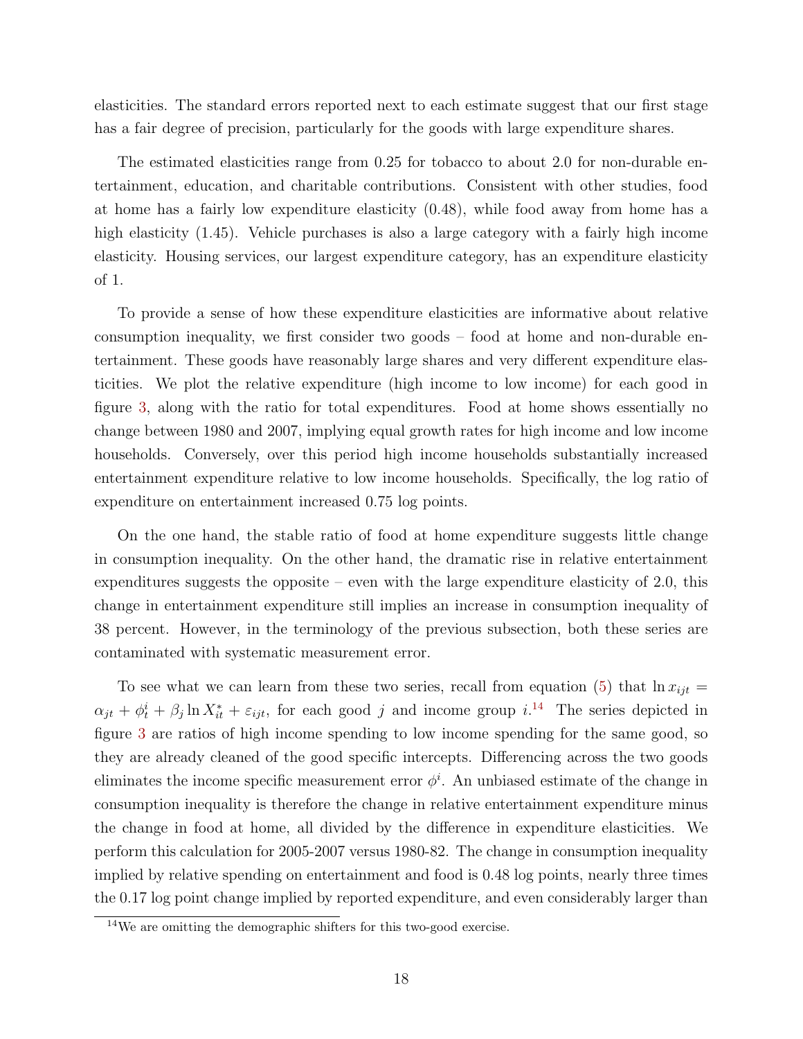elasticities. The standard errors reported next to each estimate suggest that our first stage has a fair degree of precision, particularly for the goods with large expenditure shares.

The estimated elasticities range from 0.25 for tobacco to about 2.0 for non-durable entertainment, education, and charitable contributions. Consistent with other studies, food at home has a fairly low expenditure elasticity (0.48), while food away from home has a high elasticity (1.45). Vehicle purchases is also a large category with a fairly high income elasticity. Housing services, our largest expenditure category, has an expenditure elasticity of 1.

To provide a sense of how these expenditure elasticities are informative about relative consumption inequality, we first consider two goods – food at home and non-durable entertainment. These goods have reasonably large shares and very different expenditure elasticities. We plot the relative expenditure (high income to low income) for each good in figure 3, along with the ratio for total expenditures. Food at home shows essentially no change between 1980 and 2007, implying equal growth rates for high income and low income households. Conversely, over this period high income households substantially increased entertainment expenditure relative to low income households. Specifically, the log ratio of expenditure on entertainment increased 0.75 log points.

On the one hand, the stable ratio of food at home expenditure suggests little change in consumption inequality. On the other hand, the dramatic rise in relative entertainment expenditures suggests the opposite – even with the large expenditure elasticity of 2.0, this change in entertainment expenditure still implies an increase in consumption inequality of 38 percent. However, in the terminology of the previous subsection, both these series are contaminated with systematic measurement error.

To see what we can learn from these two series, recall from equation (5) that $\ln x_{ijt} = \alpha_{jt} + \phi_t^i + \beta_j \ln X_{it}^* + \varepsilon_{ijt}$, for each good $j$ and income group $i$.[14] The series depicted in figure 3 are ratios of high income spending to low income spending for the same good, so they are already cleaned of the good specific intercepts. Differencing across the two goods eliminates the income specific measurement error $\phi^i$. An unbiased estimate of the change in consumption inequality is therefore the change in relative entertainment expenditure minus the change in food at home, all divided by the difference in expenditure elasticities. We perform this calculation for 2005-2007 versus 1980-82. The change in consumption inequality implied by relative spending on entertainment and food is 0.48 log points, nearly three times the 0.17 log point change implied by reported expenditure, and even considerably larger than

[14] We are omitting the demographic shifters for this two-good exercise.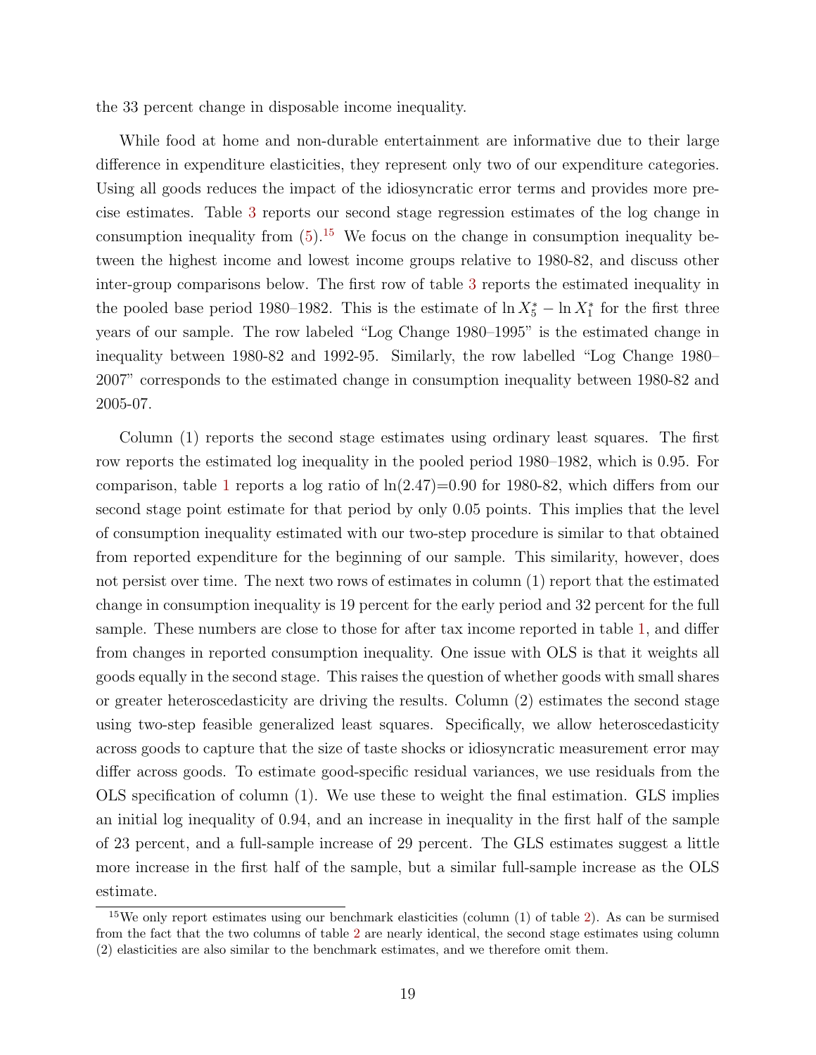the 33 percent change in disposable income inequality.

While food at home and non-durable entertainment are informative due to their large difference in expenditure elasticities, they represent only two of our expenditure categories. Using all goods reduces the impact of the idiosyncratic error terms and provides more precise estimates. Table 3 reports our second stage regression estimates of the log change in consumption inequality from (5).[15] We focus on the change in consumption inequality between the highest income and lowest income groups relative to 1980-82, and discuss other inter-group comparisons below. The first row of table 3 reports the estimated inequality in the pooled base period 1980–1982. This is the estimate of $\ln X_5^* - \ln X_1^*$ for the first three years of our sample. The row labeled "Log Change 1980–1995" is the estimated change in inequality between 1980-82 and 1992-95. Similarly, the row labelled "Log Change 1980–2007" corresponds to the estimated change in consumption inequality between 1980-82 and 2005-07.

Column (1) reports the second stage estimates using ordinary least squares. The first row reports the estimated log inequality in the pooled period 1980–1982, which is 0.95. For comparison, table 1 reports a log ratio of ln(2.47)=0.90 for 1980-82, which differs from our second stage point estimate for that period by only 0.05 points. This implies that the level of consumption inequality estimated with our two-step procedure is similar to that obtained from reported expenditure for the beginning of our sample. This similarity, however, does not persist over time. The next two rows of estimates in column (1) report that the estimated change in consumption inequality is 19 percent for the early period and 32 percent for the full sample. These numbers are close to those for after tax income reported in table 1, and differ from changes in reported consumption inequality. One issue with OLS is that it weights all goods equally in the second stage. This raises the question of whether goods with small shares or greater heteroscedasticity are driving the results. Column (2) estimates the second stage using two-step feasible generalized least squares. Specifically, we allow heteroscedasticity across goods to capture that the size of taste shocks or idiosyncratic measurement error may differ across goods. To estimate good-specific residual variances, we use residuals from the OLS specification of column (1). We use these to weight the final estimation. GLS implies an initial log inequality of 0.94, and an increase in inequality in the first half of the sample of 23 percent, and a full-sample increase of 29 percent. The GLS estimates suggest a little more increase in the first half of the sample, but a similar full-sample increase as the OLS estimate.

[15] We only report estimates using our benchmark elasticities (column (1) of table 2). As can be surmised from the fact that the two columns of table 2 are nearly identical, the second stage estimates using column (2) elasticities are also similar to the benchmark estimates, and we therefore omit them.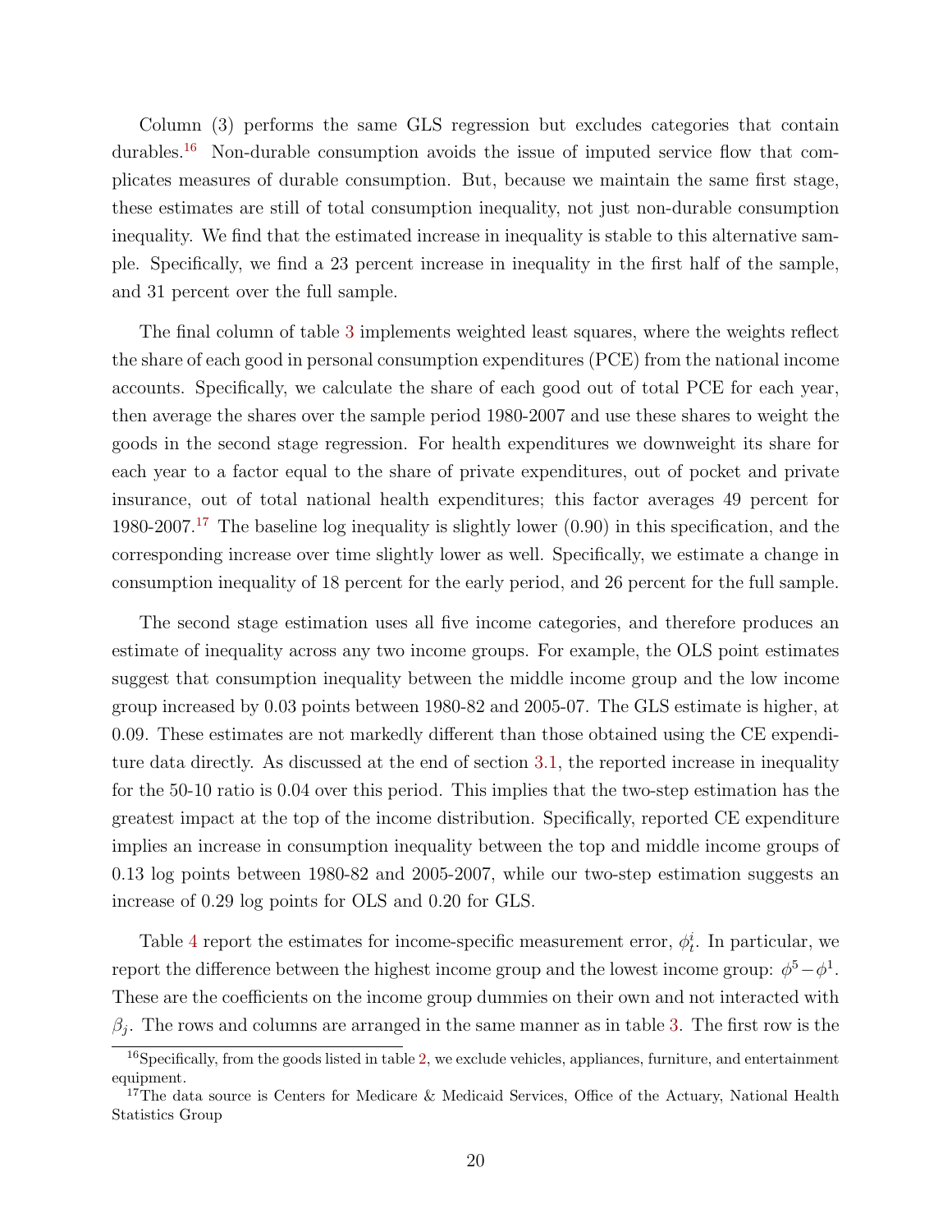Column (3) performs the same GLS regression but excludes categories that contain durables.[16] Non-durable consumption avoids the issue of imputed service flow that complicates measures of durable consumption. But, because we maintain the same first stage, these estimates are still of total consumption inequality, not just non-durable consumption inequality. We find that the estimated increase in inequality is stable to this alternative sample. Specifically, we find a 23 percent increase in inequality in the first half of the sample, and 31 percent over the full sample.

The final column of table 3 implements weighted least squares, where the weights reflect the share of each good in personal consumption expenditures (PCE) from the national income accounts. Specifically, we calculate the share of each good out of total PCE for each year, then average the shares over the sample period 1980-2007 and use these shares to weight the goods in the second stage regression. For health expenditures we downweight its share for each year to a factor equal to the share of private expenditures, out of pocket and private insurance, out of total national health expenditures; this factor averages 49 percent for 1980-2007.[17] The baseline log inequality is slightly lower (0.90) in this specification, and the corresponding increase over time slightly lower as well. Specifically, we estimate a change in consumption inequality of 18 percent for the early period, and 26 percent for the full sample.

The second stage estimation uses all five income categories, and therefore produces an estimate of inequality across any two income groups. For example, the OLS point estimates suggest that consumption inequality between the middle income group and the low income group increased by 0.03 points between 1980-82 and 2005-07. The GLS estimate is higher, at 0.09. These estimates are not markedly different than those obtained using the CE expenditure data directly. As discussed at the end of section 3.1, the reported increase in inequality for the 50-10 ratio is 0.04 over this period. This implies that the two-step estimation has the greatest impact at the top of the income distribution. Specifically, reported CE expenditure implies an increase in consumption inequality between the top and middle income groups of 0.13 log points between 1980-82 and 2005-2007, while our two-step estimation suggests an increase of 0.29 log points for OLS and 0.20 for GLS.

Table 4 report the estimates for income-specific measurement error, $\phi_t^i$. In particular, we report the difference between the highest income group and the lowest income group: $\phi^5 - \phi^1$. These are the coefficients on the income group dummies on their own and not interacted with $\beta_j$. The rows and columns are arranged in the same manner as in table 3. The first row is the

[16] Specifically, from the goods listed in table 2, we exclude vehicles, appliances, furniture, and entertainment equipment.

[17] The data source is Centers for Medicare & Medicaid Services, Office of the Actuary, National Health Statistics Group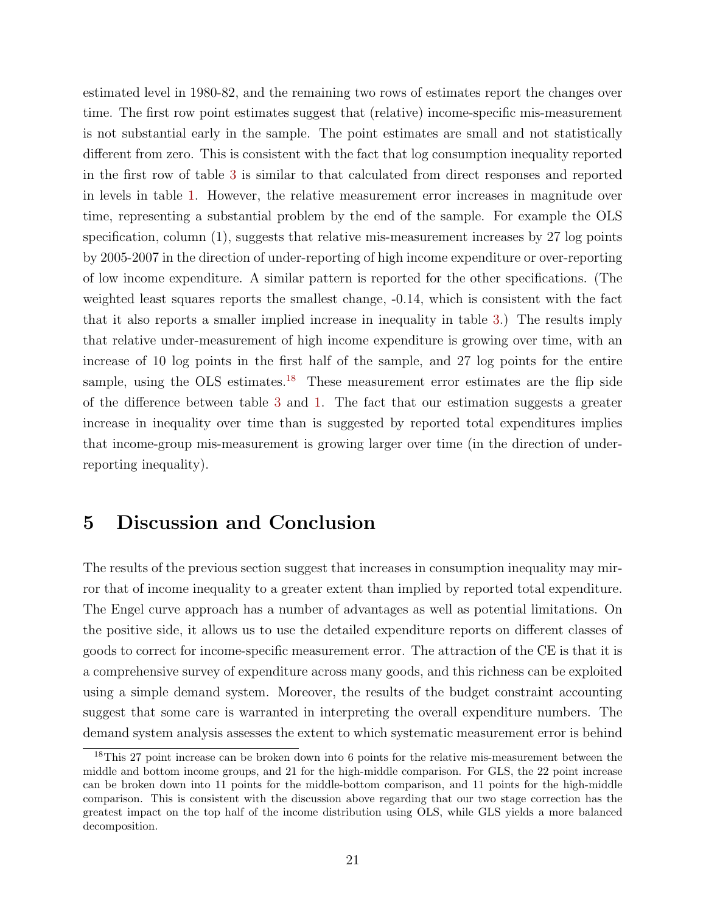estimated level in 1980-82, and the remaining two rows of estimates report the changes over time. The first row point estimates suggest that (relative) income-specific mis-measurement is not substantial early in the sample. The point estimates are small and not statistically different from zero. This is consistent with the fact that log consumption inequality reported in the first row of table 3 is similar to that calculated from direct responses and reported in levels in table 1. However, the relative measurement error increases in magnitude over time, representing a substantial problem by the end of the sample. For example the OLS specification, column (1), suggests that relative mis-measurement increases by 27 log points by 2005-2007 in the direction of under-reporting of high income expenditure or over-reporting of low income expenditure. A similar pattern is reported for the other specifications. (The weighted least squares reports the smallest change, -0.14, which is consistent with the fact that it also reports a smaller implied increase in inequality in table 3.) The results imply that relative under-measurement of high income expenditure is growing over time, with an increase of 10 log points in the first half of the sample, and 27 log points for the entire sample, using the OLS estimates.[18] These measurement error estimates are the flip side of the difference between table 3 and 1. The fact that our estimation suggests a greater increase in inequality over time than is suggested by reported total expenditures implies that income-group mis-measurement is growing larger over time (in the direction of under-reporting inequality).

# 5 Discussion and Conclusion

The results of the previous section suggest that increases in consumption inequality may mirror that of income inequality to a greater extent than implied by reported total expenditure. The Engel curve approach has a number of advantages as well as potential limitations. On the positive side, it allows us to use the detailed expenditure reports on different classes of goods to correct for income-specific measurement error. The attraction of the CE is that it is a comprehensive survey of expenditure across many goods, and this richness can be exploited using a simple demand system. Moreover, the results of the budget constraint accounting suggest that some care is warranted in interpreting the overall expenditure numbers. The demand system analysis assesses the extent to which systematic measurement error is behind

[18] This 27 point increase can be broken down into 6 points for the relative mis-measurement between the middle and bottom income groups, and 21 for the high-middle comparison. For GLS, the 22 point increase can be broken down into 11 points for the middle-bottom comparison, and 11 points for the high-middle comparison. This is consistent with the discussion above regarding that our two stage correction has the greatest impact on the top half of the income distribution using OLS, while GLS yields a more balanced decomposition.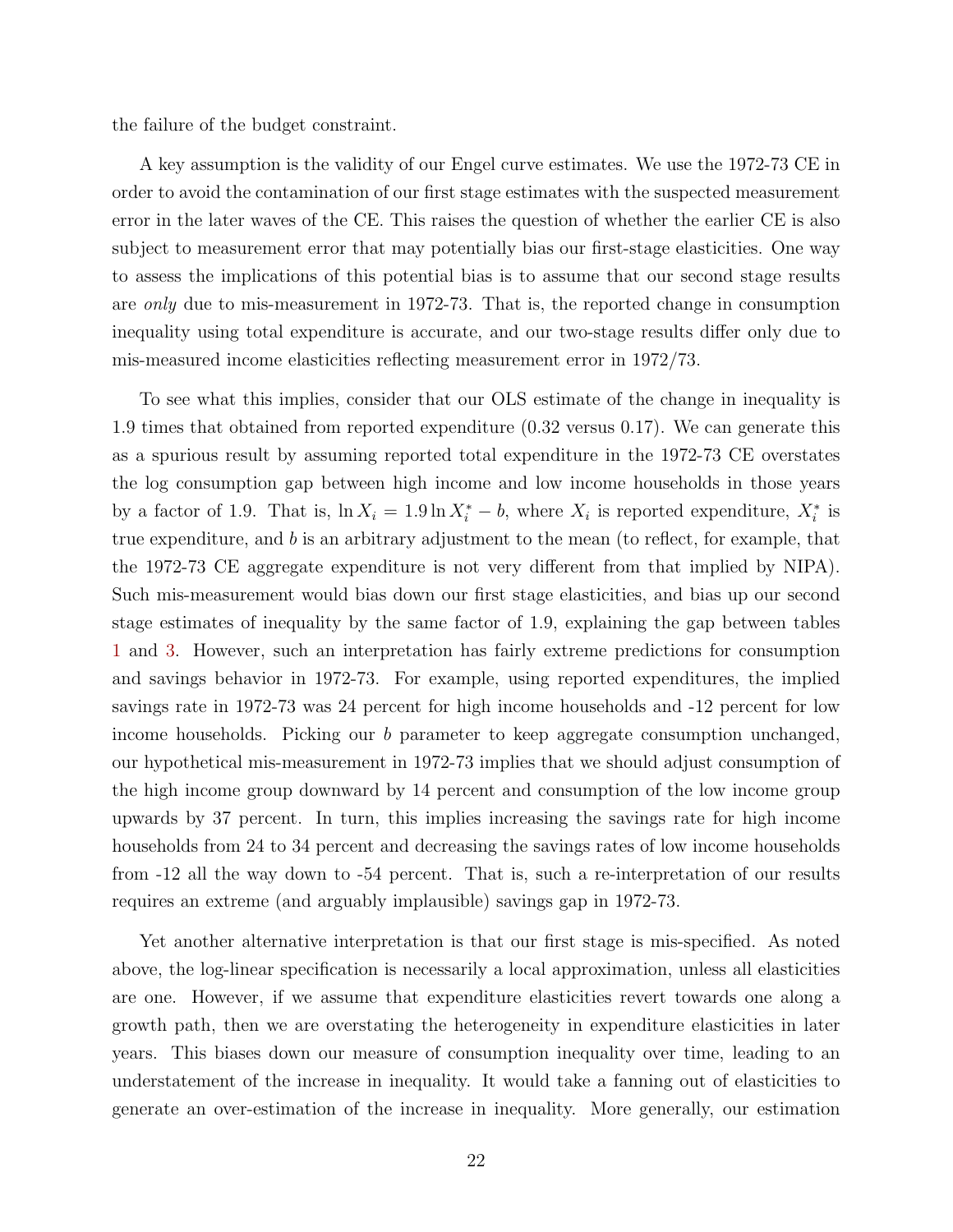the failure of the budget constraint.

A key assumption is the validity of our Engel curve estimates. We use the 1972-73 CE in order to avoid the contamination of our first stage estimates with the suspected measurement error in the later waves of the CE. This raises the question of whether the earlier CE is also subject to measurement error that may potentially bias our first-stage elasticities. One way to assess the implications of this potential bias is to assume that our second stage results are *only* due to mis-measurement in 1972-73. That is, the reported change in consumption inequality using total expenditure is accurate, and our two-stage results differ only due to mis-measured income elasticities reflecting measurement error in 1972/73.

To see what this implies, consider that our OLS estimate of the change in inequality is 1.9 times that obtained from reported expenditure (0.32 versus 0.17). We can generate this as a spurious result by assuming reported total expenditure in the 1972-73 CE overstates the log consumption gap between high income and low income households in those years by a factor of 1.9. That is, $\ln X_i = 1.9 \ln X_i^* - b$, where $X_i$ is reported expenditure, $X_i^*$ is true expenditure, and $b$ is an arbitrary adjustment to the mean (to reflect, for example, that the 1972-73 CE aggregate expenditure is not very different from that implied by NIPA). Such mis-measurement would bias down our first stage elasticities, and bias up our second stage estimates of inequality by the same factor of 1.9, explaining the gap between tables 1 and 3. However, such an interpretation has fairly extreme predictions for consumption and savings behavior in 1972-73. For example, using reported expenditures, the implied savings rate in 1972-73 was 24 percent for high income households and -12 percent for low income households. Picking our $b$ parameter to keep aggregate consumption unchanged, our hypothetical mis-measurement in 1972-73 implies that we should adjust consumption of the high income group downward by 14 percent and consumption of the low income group upwards by 37 percent. In turn, this implies increasing the savings rate for high income households from 24 to 34 percent and decreasing the savings rates of low income households from -12 all the way down to -54 percent. That is, such a re-interpretation of our results requires an extreme (and arguably implausible) savings gap in 1972-73.

Yet another alternative interpretation is that our first stage is mis-specified. As noted above, the log-linear specification is necessarily a local approximation, unless all elasticities are one. However, if we assume that expenditure elasticities revert towards one along a growth path, then we are overstating the heterogeneity in expenditure elasticities in later years. This biases down our measure of consumption inequality over time, leading to an understatement of the increase in inequality. It would take a fanning out of elasticities to generate an over-estimation of the increase in inequality. More generally, our estimation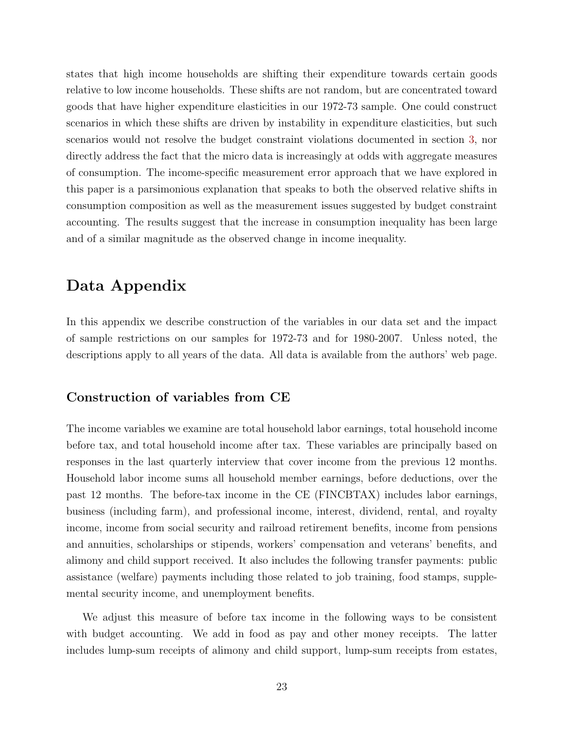states that high income households are shifting their expenditure towards certain goods relative to low income households. These shifts are not random, but are concentrated toward goods that have higher expenditure elasticities in our 1972-73 sample. One could construct scenarios in which these shifts are driven by instability in expenditure elasticities, but such scenarios would not resolve the budget constraint violations documented in section 3, nor directly address the fact that the micro data is increasingly at odds with aggregate measures of consumption. The income-specific measurement error approach that we have explored in this paper is a parsimonious explanation that speaks to both the observed relative shifts in consumption composition as well as the measurement issues suggested by budget constraint accounting. The results suggest that the increase in consumption inequality has been large and of a similar magnitude as the observed change in income inequality.

# Data Appendix

In this appendix we describe construction of the variables in our data set and the impact of sample restrictions on our samples for 1972-73 and for 1980-2007. Unless noted, the descriptions apply to all years of the data. All data is available from the authors' web page.

## Construction of variables from CE

The income variables we examine are total household labor earnings, total household income before tax, and total household income after tax. These variables are principally based on responses in the last quarterly interview that cover income from the previous 12 months. Household labor income sums all household member earnings, before deductions, over the past 12 months. The before-tax income in the CE (FINCBTAX) includes labor earnings, business (including farm), and professional income, interest, dividend, rental, and royalty income, income from social security and railroad retirement benefits, income from pensions and annuities, scholarships or stipends, workers' compensation and veterans' benefits, and alimony and child support received. It also includes the following transfer payments: public assistance (welfare) payments including those related to job training, food stamps, supplemental security income, and unemployment benefits.

We adjust this measure of before tax income in the following ways to be consistent with budget accounting. We add in food as pay and other money receipts. The latter includes lump-sum receipts of alimony and child support, lump-sum receipts from estates,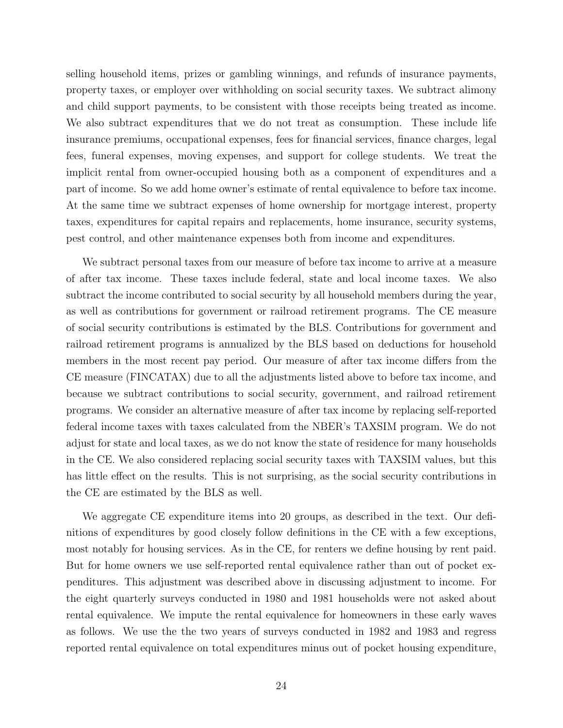selling household items, prizes or gambling winnings, and refunds of insurance payments, property taxes, or employer over withholding on social security taxes. We subtract alimony and child support payments, to be consistent with those receipts being treated as income. We also subtract expenditures that we do not treat as consumption. These include life insurance premiums, occupational expenses, fees for financial services, finance charges, legal fees, funeral expenses, moving expenses, and support for college students. We treat the implicit rental from owner-occupied housing both as a component of expenditures and a part of income. So we add home owner's estimate of rental equivalence to before tax income. At the same time we subtract expenses of home ownership for mortgage interest, property taxes, expenditures for capital repairs and replacements, home insurance, security systems, pest control, and other maintenance expenses both from income and expenditures.

We subtract personal taxes from our measure of before tax income to arrive at a measure of after tax income. These taxes include federal, state and local income taxes. We also subtract the income contributed to social security by all household members during the year, as well as contributions for government or railroad retirement programs. The CE measure of social security contributions is estimated by the BLS. Contributions for government and railroad retirement programs is annualized by the BLS based on deductions for household members in the most recent pay period. Our measure of after tax income differs from the CE measure (FINCATAX) due to all the adjustments listed above to before tax income, and because we subtract contributions to social security, government, and railroad retirement programs. We consider an alternative measure of after tax income by replacing self-reported federal income taxes with taxes calculated from the NBER's TAXSIM program. We do not adjust for state and local taxes, as we do not know the state of residence for many households in the CE. We also considered replacing social security taxes with TAXSIM values, but this has little effect on the results. This is not surprising, as the social security contributions in the CE are estimated by the BLS as well.

We aggregate CE expenditure items into 20 groups, as described in the text. Our definitions of expenditures by good closely follow definitions in the CE with a few exceptions, most notably for housing services. As in the CE, for renters we define housing by rent paid. But for home owners we use self-reported rental equivalence rather than out of pocket expenditures. This adjustment was described above in discussing adjustment to income. For the eight quarterly surveys conducted in 1980 and 1981 households were not asked about rental equivalence. We impute the rental equivalence for homeowners in these early waves as follows. We use the the two years of surveys conducted in 1982 and 1983 and regress reported rental equivalence on total expenditures minus out of pocket housing expenditure,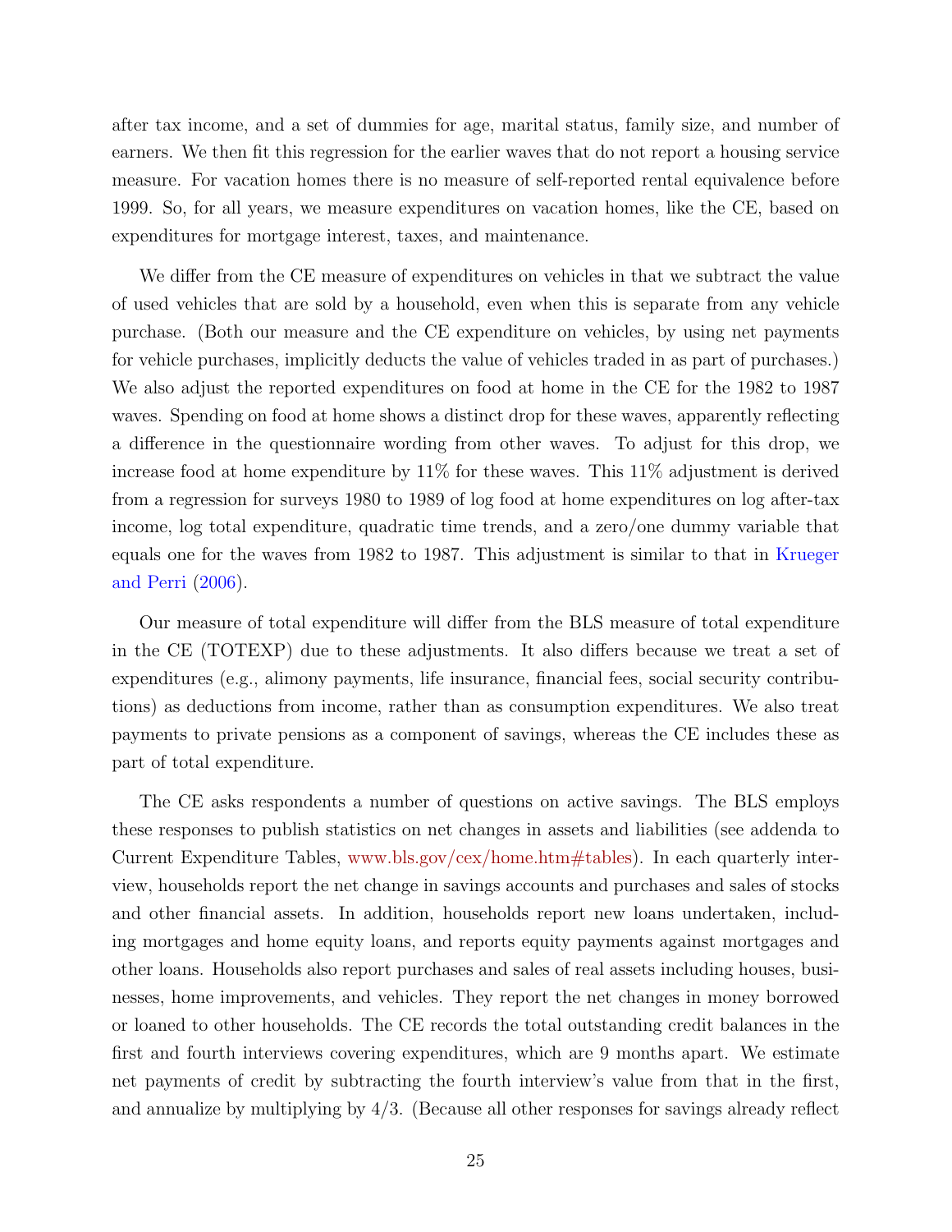after tax income, and a set of dummies for age, marital status, family size, and number of earners. We then fit this regression for the earlier waves that do not report a housing service measure. For vacation homes there is no measure of self-reported rental equivalence before 1999. So, for all years, we measure expenditures on vacation homes, like the CE, based on expenditures for mortgage interest, taxes, and maintenance.

We differ from the CE measure of expenditures on vehicles in that we subtract the value of used vehicles that are sold by a household, even when this is separate from any vehicle purchase. (Both our measure and the CE expenditure on vehicles, by using net payments for vehicle purchases, implicitly deducts the value of vehicles traded in as part of purchases.) We also adjust the reported expenditures on food at home in the CE for the 1982 to 1987 waves. Spending on food at home shows a distinct drop for these waves, apparently reflecting a difference in the questionnaire wording from other waves. To adjust for this drop, we increase food at home expenditure by 11% for these waves. This 11% adjustment is derived from a regression for surveys 1980 to 1989 of log food at home expenditures on log after-tax income, log total expenditure, quadratic time trends, and a zero/one dummy variable that equals one for the waves from 1982 to 1987. This adjustment is similar to that in Krueger and Perri (2006).

Our measure of total expenditure will differ from the BLS measure of total expenditure in the CE (TOTEXP) due to these adjustments. It also differs because we treat a set of expenditures (e.g., alimony payments, life insurance, financial fees, social security contributions) as deductions from income, rather than as consumption expenditures. We also treat payments to private pensions as a component of savings, whereas the CE includes these as part of total expenditure.

The CE asks respondents a number of questions on active savings. The BLS employs these responses to publish statistics on net changes in assets and liabilities (see addenda to Current Expenditure Tables, www.bls.gov/cex/home.htm#tables). In each quarterly interview, households report the net change in savings accounts and purchases and sales of stocks and other financial assets. In addition, households report new loans undertaken, including mortgages and home equity loans, and reports equity payments against mortgages and other loans. Households also report purchases and sales of real assets including houses, businesses, home improvements, and vehicles. They report the net changes in money borrowed or loaned to other households. The CE records the total outstanding credit balances in the first and fourth interviews covering expenditures, which are 9 months apart. We estimate net payments of credit by subtracting the fourth interview's value from that in the first, and annualize by multiplying by 4/3. (Because all other responses for savings already reflect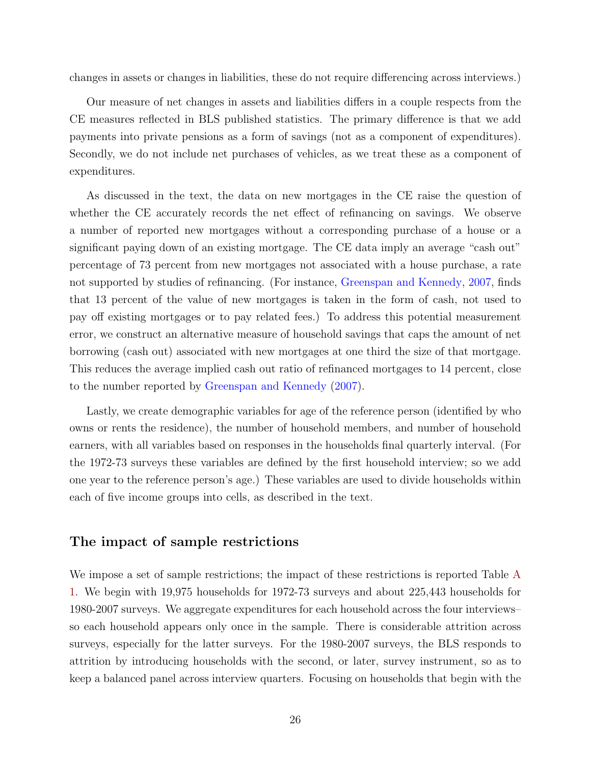changes in assets or changes in liabilities, these do not require differencing across interviews.)

Our measure of net changes in assets and liabilities differs in a couple respects from the CE measures reflected in BLS published statistics. The primary difference is that we add payments into private pensions as a form of savings (not as a component of expenditures). Secondly, we do not include net purchases of vehicles, as we treat these as a component of expenditures.

As discussed in the text, the data on new mortgages in the CE raise the question of whether the CE accurately records the net effect of refinancing on savings. We observe a number of reported new mortgages without a corresponding purchase of a house or a significant paying down of an existing mortgage. The CE data imply an average "cash out" percentage of 73 percent from new mortgages not associated with a house purchase, a rate not supported by studies of refinancing. (For instance, Greenspan and Kennedy, 2007, finds that 13 percent of the value of new mortgages is taken in the form of cash, not used to pay off existing mortgages or to pay related fees.) To address this potential measurement error, we construct an alternative measure of household savings that caps the amount of net borrowing (cash out) associated with new mortgages at one third the size of that mortgage. This reduces the average implied cash out ratio of refinanced mortgages to 14 percent, close to the number reported by Greenspan and Kennedy (2007).

Lastly, we create demographic variables for age of the reference person (identified by who owns or rents the residence), the number of household members, and number of household earners, with all variables based on responses in the households final quarterly interval. (For the 1972-73 surveys these variables are defined by the first household interview; so we add one year to the reference person's age.) These variables are used to divide households within each of five income groups into cells, as described in the text.

## The impact of sample restrictions

We impose a set of sample restrictions; the impact of these restrictions is reported Table A 1. We begin with 19,975 households for 1972-73 surveys and about 225,443 households for 1980-2007 surveys. We aggregate expenditures for each household across the four interviews– so each household appears only once in the sample. There is considerable attrition across surveys, especially for the latter surveys. For the 1980-2007 surveys, the BLS responds to attrition by introducing households with the second, or later, survey instrument, so as to keep a balanced panel across interview quarters. Focusing on households that begin with the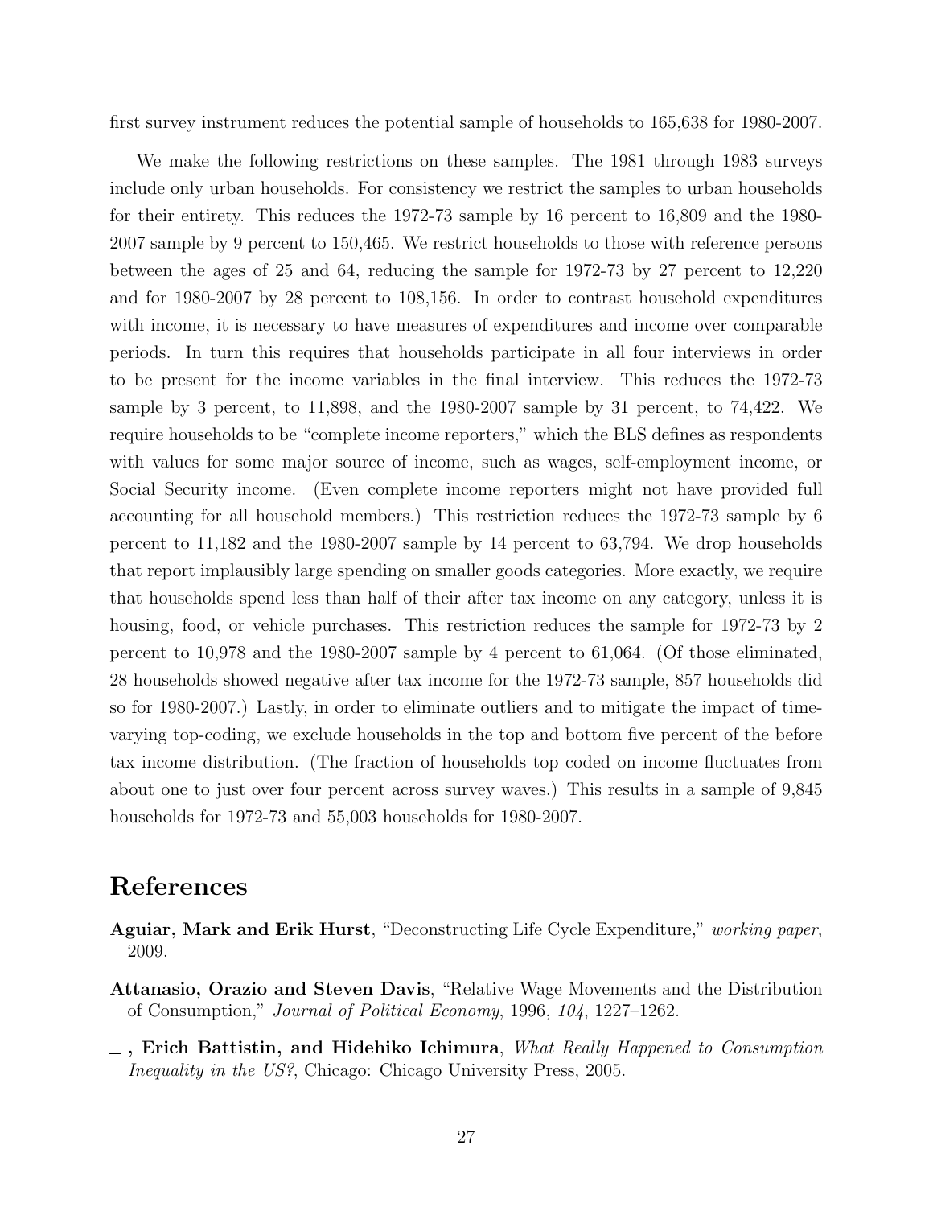first survey instrument reduces the potential sample of households to 165,638 for 1980-2007.

We make the following restrictions on these samples. The 1981 through 1983 surveys include only urban households. For consistency we restrict the samples to urban households for their entirety. This reduces the 1972-73 sample by 16 percent to 16,809 and the 1980-2007 sample by 9 percent to 150,465. We restrict households to those with reference persons between the ages of 25 and 64, reducing the sample for 1972-73 by 27 percent to 12,220 and for 1980-2007 by 28 percent to 108,156. In order to contrast household expenditures with income, it is necessary to have measures of expenditures and income over comparable periods. In turn this requires that households participate in all four interviews in order to be present for the income variables in the final interview. This reduces the 1972-73 sample by 3 percent, to 11,898, and the 1980-2007 sample by 31 percent, to 74,422. We require households to be "complete income reporters," which the BLS defines as respondents with values for some major source of income, such as wages, self-employment income, or Social Security income. (Even complete income reporters might not have provided full accounting for all household members.) This restriction reduces the 1972-73 sample by 6 percent to 11,182 and the 1980-2007 sample by 14 percent to 63,794. We drop households that report implausibly large spending on smaller goods categories. More exactly, we require that households spend less than half of their after tax income on any category, unless it is housing, food, or vehicle purchases. This restriction reduces the sample for 1972-73 by 2 percent to 10,978 and the 1980-2007 sample by 4 percent to 61,064. (Of those eliminated, 28 households showed negative after tax income for the 1972-73 sample, 857 households did so for 1980-2007.) Lastly, in order to eliminate outliers and to mitigate the impact of time-varying top-coding, we exclude households in the top and bottom five percent of the before tax income distribution. (The fraction of households top coded on income fluctuates from about one to just over four percent across survey waves.) This results in a sample of 9,845 households for 1972-73 and 55,003 households for 1980-2007.

# References

**Aguiar, Mark and Erik Hurst**, "Deconstructing Life Cycle Expenditure," *working paper*, 2009.

**Attanasio, Orazio and Steven Davis**, "Relative Wage Movements and the Distribution of Consumption," *Journal of Political Economy*, 1996, *104*, 1227–1262.

**\_, Erich Battistin, and Hidehiko Ichimura**, *What Really Happened to Consumption Inequality in the US?*, Chicago: Chicago University Press, 2005.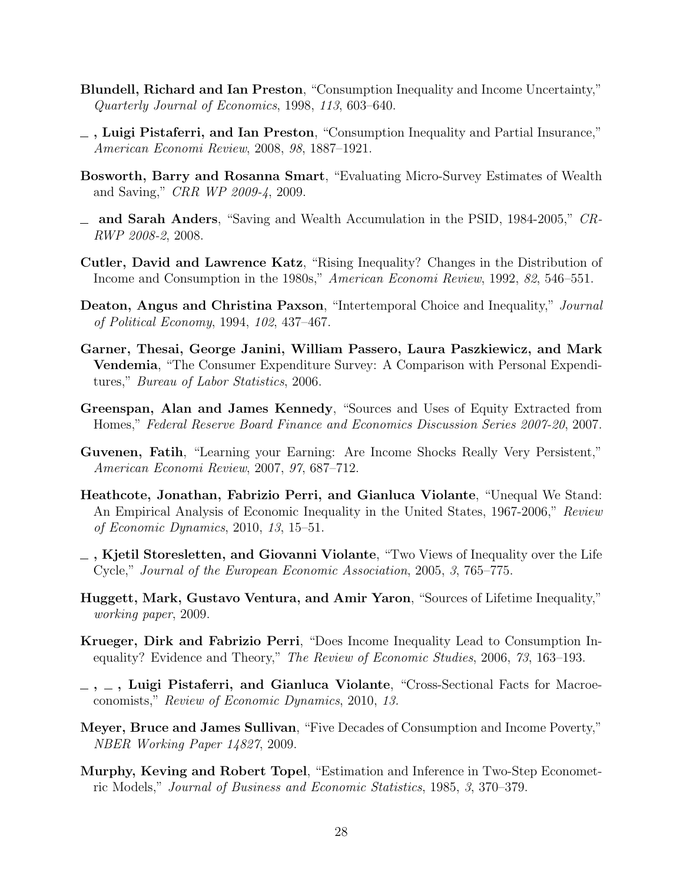**Blundell, Richard and Ian Preston**, "Consumption Inequality and Income Uncertainty," *Quarterly Journal of Economics*, 1998, *113*, 603–640.

**_ , Luigi Pistaferri, and Ian Preston**, "Consumption Inequality and Partial Insurance," *American Economi Review*, 2008, *98*, 1887–1921.

**Bosworth, Barry and Rosanna Smart**, "Evaluating Micro-Survey Estimates of Wealth and Saving," *CRR WP 2009-4*, 2009.

**_ and Sarah Anders**, "Saving and Wealth Accumulation in the PSID, 1984-2005," *CR-RWP 2008-2*, 2008.

**Cutler, David and Lawrence Katz**, "Rising Inequality? Changes in the Distribution of Income and Consumption in the 1980s," *American Economi Review*, 1992, *82*, 546–551.

**Deaton, Angus and Christina Paxson**, "Intertemporal Choice and Inequality," *Journal of Political Economy*, 1994, *102*, 437–467.

**Garner, Thesai, George Janini, William Passero, Laura Paszkiewicz, and Mark Vendemia**, "The Consumer Expenditure Survey: A Comparison with Personal Expenditures," *Bureau of Labor Statistics*, 2006.

**Greenspan, Alan and James Kennedy**, "Sources and Uses of Equity Extracted from Homes," *Federal Reserve Board Finance and Economics Discussion Series 2007-20*, 2007.

**Guvenen, Fatih**, "Learning your Earning: Are Income Shocks Really Very Persistent," *American Economi Review*, 2007, *97*, 687–712.

**Heathcote, Jonathan, Fabrizio Perri, and Gianluca Violante**, "Unequal We Stand: An Empirical Analysis of Economic Inequality in the United States, 1967-2006," *Review of Economic Dynamics*, 2010, *13*, 15–51.

**_ , Kjetil Storesletten, and Giovanni Violante**, "Two Views of Inequality over the Life Cycle," *Journal of the European Economic Association*, 2005, *3*, 765–775.

**Huggett, Mark, Gustavo Ventura, and Amir Yaron**, "Sources of Lifetime Inequality," *working paper*, 2009.

**Krueger, Dirk and Fabrizio Perri**, "Does Income Inequality Lead to Consumption Inequality? Evidence and Theory," *The Review of Economic Studies*, 2006, *73*, 163–193.

**_ , _ , Luigi Pistaferri, and Gianluca Violante**, "Cross-Sectional Facts for Macroeconomists," *Review of Economic Dynamics*, 2010, *13*.

**Meyer, Bruce and James Sullivan**, "Five Decades of Consumption and Income Poverty," *NBER Working Paper 14827*, 2009.

**Murphy, Keving and Robert Topel**, "Estimation and Inference in Two-Step Econometric Models," *Journal of Business and Economic Statistics*, 1985, *3*, 370–379.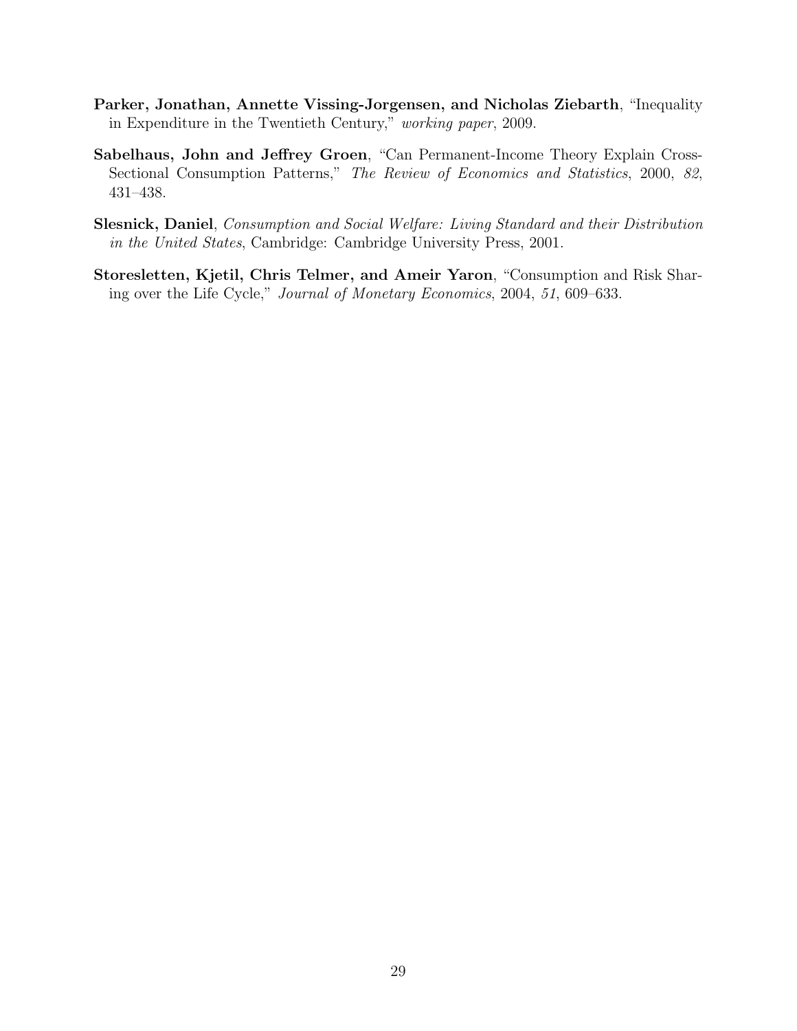**Parker, Jonathan, Annette Vissing-Jorgensen, and Nicholas Ziebarth**, "Inequality in Expenditure in the Twentieth Century," *working paper*, 2009.

**Sabelhaus, John and Jeffrey Groen**, "Can Permanent-Income Theory Explain Cross-Sectional Consumption Patterns," *The Review of Economics and Statistics*, 2000, *82*, 431–438.

**Slesnick, Daniel**, *Consumption and Social Welfare: Living Standard and their Distribution in the United States*, Cambridge: Cambridge University Press, 2001.

**Storesletten, Kjetil, Chris Telmer, and Ameir Yaron**, "Consumption and Risk Sharing over the Life Cycle," *Journal of Monetary Economics*, 2004, *51*, 609–633.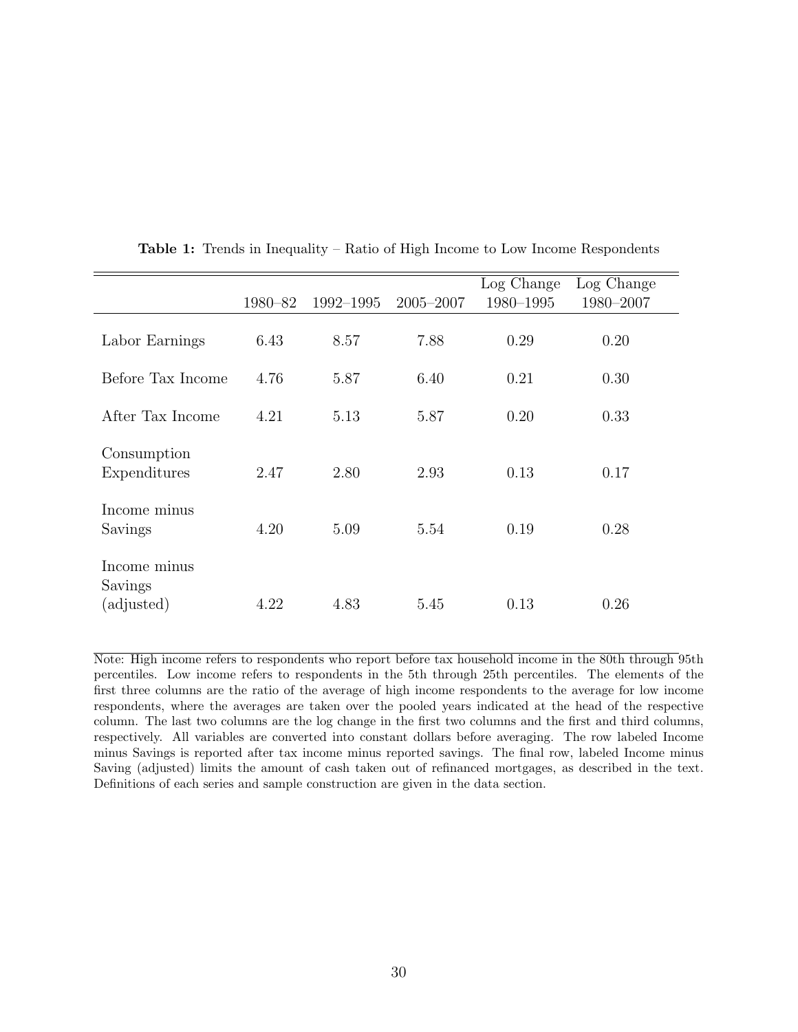**Table 1:** Trends in Inequality – Ratio of High Income to Low Income Respondents

| | 1980–82 | 1992–1995 | 2005–2007 | Log Change 1980–1995 | Log Change 1980–2007 |
|---|---|---|---|---|---|
| Labor Earnings | 6.43 | 8.57 | 7.88 | 0.29 | 0.20 |
| Before Tax Income | 4.76 | 5.87 | 6.40 | 0.21 | 0.30 |
| After Tax Income | 4.21 | 5.13 | 5.87 | 0.20 | 0.33 |
| Consumption Expenditures | 2.47 | 2.80 | 2.93 | 0.13 | 0.17 |
| Income minus Savings | 4.20 | 5.09 | 5.54 | 0.19 | 0.28 |
| Income minus Savings (adjusted) | 4.22 | 4.83 | 5.45 | 0.13 | 0.26 |

Note: High income refers to respondents who report before tax household income in the 80th through 95th percentiles. Low income refers to respondents in the 5th through 25th percentiles. The elements of the first three columns are the ratio of the average of high income respondents to the average for low income respondents, where the averages are taken over the pooled years indicated at the head of the respective column. The last two columns are the log change in the first two columns and the first and third columns, respectively. All variables are converted into constant dollars before averaging. The row labeled Income minus Savings is reported after tax income minus reported savings. The final row, labeled Income minus Saving (adjusted) limits the amount of cash taken out of refinanced mortgages, as described in the text. Definitions of each series and sample construction are given in the data section.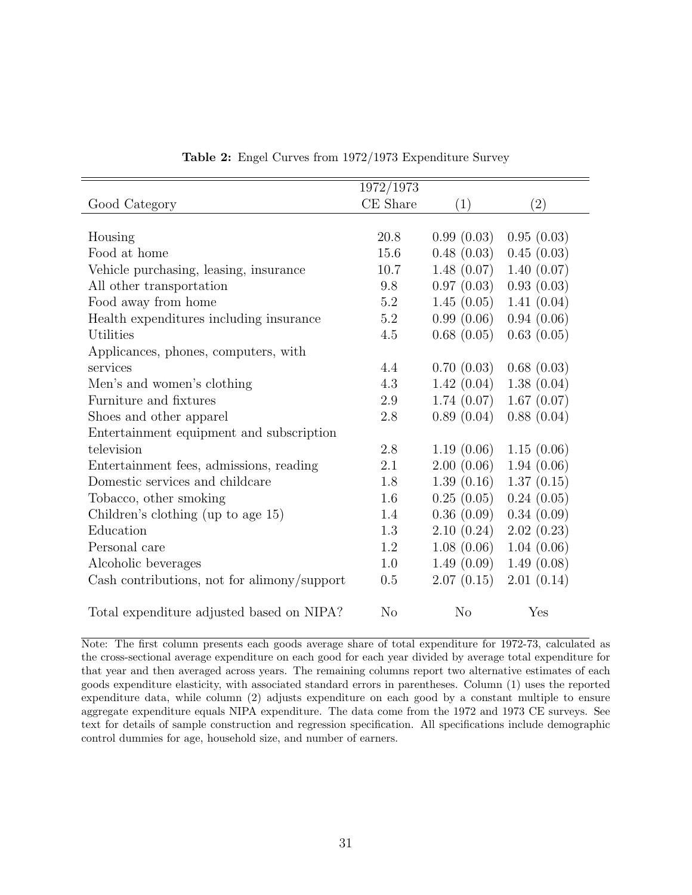**Table 2:** Engel Curves from 1972/1973 Expenditure Survey

| Good Category | 1972/1973 CE Share | (1) | (2) |
|---|---|---|---|
| Housing | 20.8 | 0.99 (0.03) | 0.95 (0.03) |
| Food at home | 15.6 | 0.48 (0.03) | 0.45 (0.03) |
| Vehicle purchasing, leasing, insurance | 10.7 | 1.48 (0.07) | 1.40 (0.07) |
| All other transportation | 9.8 | 0.97 (0.03) | 0.93 (0.03) |
| Food away from home | 5.2 | 1.45 (0.05) | 1.41 (0.04) |
| Health expenditures including insurance | 5.2 | 0.99 (0.06) | 0.94 (0.06) |
| Utilities | 4.5 | 0.68 (0.05) | 0.63 (0.05) |
| Applicances, phones, computers, with services | 4.4 | 0.70 (0.03) | 0.68 (0.03) |
| Men's and women's clothing | 4.3 | 1.42 (0.04) | 1.38 (0.04) |
| Furniture and fixtures | 2.9 | 1.74 (0.07) | 1.67 (0.07) |
| Shoes and other apparel | 2.8 | 0.89 (0.04) | 0.88 (0.04) |
| Entertainment equipment and subscription television | 2.8 | 1.19 (0.06) | 1.15 (0.06) |
| Entertainment fees, admissions, reading | 2.1 | 2.00 (0.06) | 1.94 (0.06) |
| Domestic services and childcare | 1.8 | 1.39 (0.16) | 1.37 (0.15) |
| Tobacco, other smoking | 1.6 | 0.25 (0.05) | 0.24 (0.05) |
| Children's clothing (up to age 15) | 1.4 | 0.36 (0.09) | 0.34 (0.09) |
| Education | 1.3 | 2.10 (0.24) | 2.02 (0.23) |
| Personal care | 1.2 | 1.08 (0.06) | 1.04 (0.06) |
| Alcoholic beverages | 1.0 | 1.49 (0.09) | 1.49 (0.08) |
| Cash contributions, not for alimony/support | 0.5 | 2.07 (0.15) | 2.01 (0.14) |
| Total expenditure adjusted based on NIPA? | No | No | Yes |

Note: The first column presents each goods average share of total expenditure for 1972-73, calculated as the cross-sectional average expenditure on each good for each year divided by average total expenditure for that year and then averaged across years. The remaining columns report two alternative estimates of each goods expenditure elasticity, with associated standard errors in parentheses. Column (1) uses the reported expenditure data, while column (2) adjusts expenditure on each good by a constant multiple to ensure aggregate expenditure equals NIPA expenditure. The data come from the 1972 and 1973 CE surveys. See text for details of sample construction and regression specification. All specifications include demographic control dummies for age, household size, and number of earners.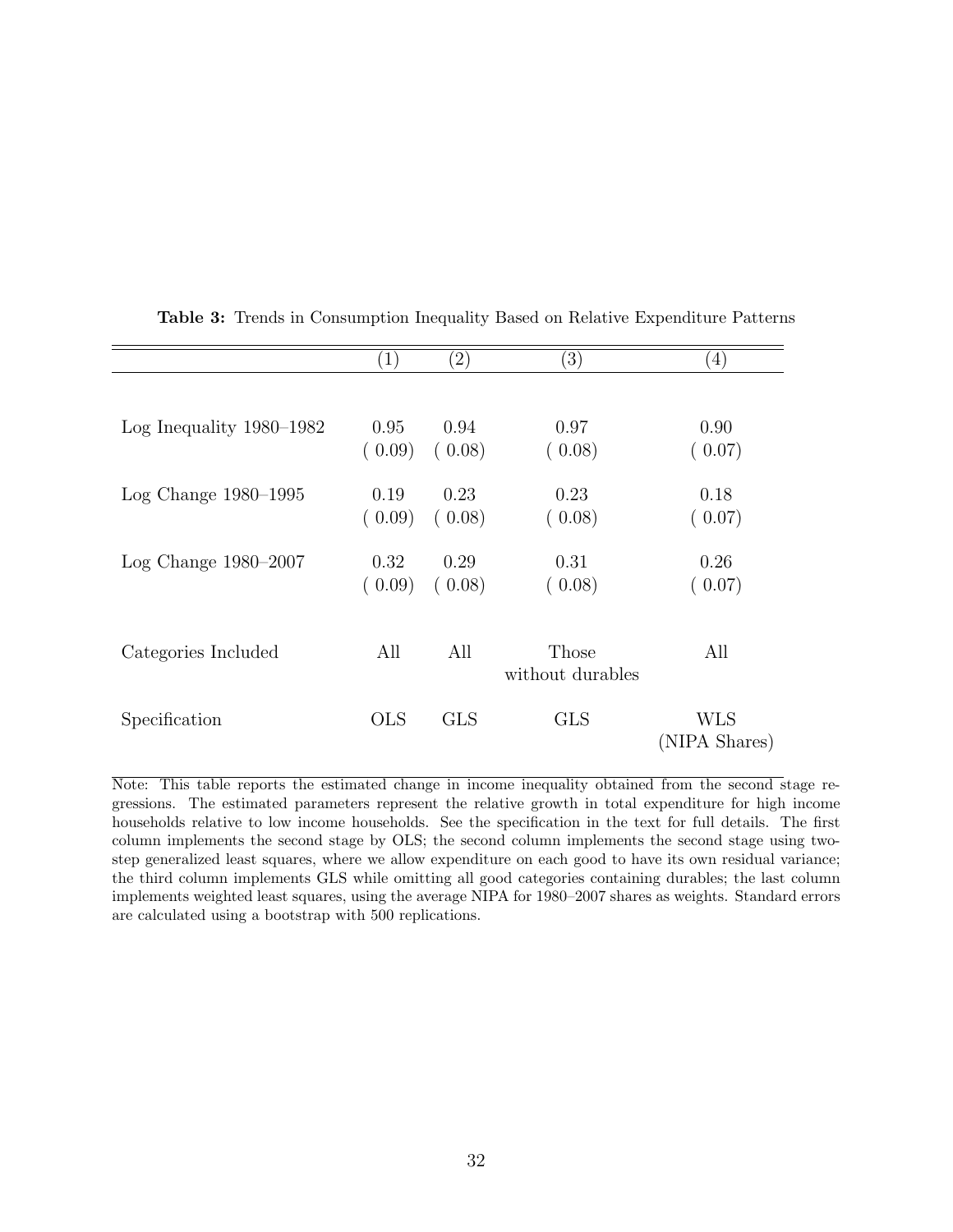**Table 3:** Trends in Consumption Inequality Based on Relative Expenditure Patterns

| | (1) | (2) | (3) | (4) |
|---|---|---|---|---|
| Log Inequality 1980–1982 | 0.95 | 0.94 | 0.97 | 0.90 |
| | ( 0.09) | ( 0.08) | ( 0.08) | ( 0.07) |
| Log Change 1980–1995 | 0.19 | 0.23 | 0.23 | 0.18 |
| | ( 0.09) | ( 0.08) | ( 0.08) | ( 0.07) |
| Log Change 1980–2007 | 0.32 | 0.29 | 0.31 | 0.26 |
| | ( 0.09) | ( 0.08) | ( 0.08) | ( 0.07) |
| Categories Included | All | All | Those without durables | All |
| Specification | OLS | GLS | GLS | WLS (NIPA Shares) |

Note: This table reports the estimated change in income inequality obtained from the second stage regressions. The estimated parameters represent the relative growth in total expenditure for high income households relative to low income households. See the specification in the text for full details. The first column implements the second stage by OLS; the second column implements the second stage using two-step generalized least squares, where we allow expenditure on each good to have its own residual variance; the third column implements GLS while omitting all good categories containing durables; the last column implements weighted least squares, using the average NIPA for 1980–2007 shares as weights. Standard errors are calculated using a bootstrap with 500 replications.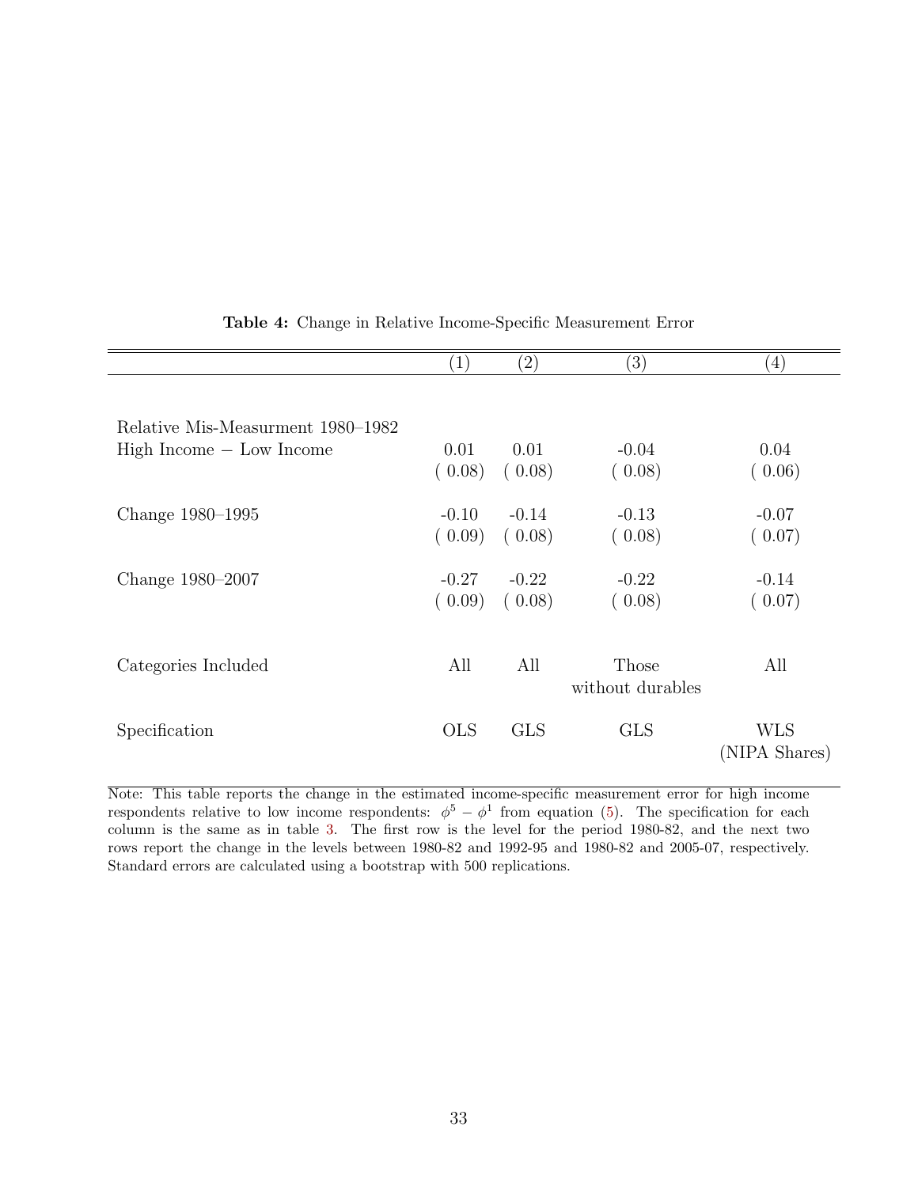**Table 4:** Change in Relative Income-Specific Measurement Error

| | (1) | (2) | (3) | (4) |
|---|---|---|---|---|
| Relative Mis-Measurment 1980–1982 | | | | |
| High Income − Low Income | 0.01 | 0.01 | -0.04 | 0.04 |
| | ( 0.08) | ( 0.08) | ( 0.08) | ( 0.06) |
| Change 1980–1995 | -0.10 | -0.14 | -0.13 | -0.07 |
| | ( 0.09) | ( 0.08) | ( 0.08) | ( 0.07) |
| Change 1980–2007 | -0.27 | -0.22 | -0.22 | -0.14 |
| | ( 0.09) | ( 0.08) | ( 0.08) | ( 0.07) |
| Categories Included | All | All | Those without durables | All |
| Specification | OLS | GLS | GLS | WLS (NIPA Shares) |

Note: This table reports the change in the estimated income-specific measurement error for high income respondents relative to low income respondents: $\phi^5 - \phi^1$ from equation (5). The specification for each column is the same as in table 3. The first row is the level for the period 1980-82, and the next two rows report the change in the levels between 1980-82 and 1992-95 and 1980-82 and 2005-07, respectively. Standard errors are calculated using a bootstrap with 500 replications.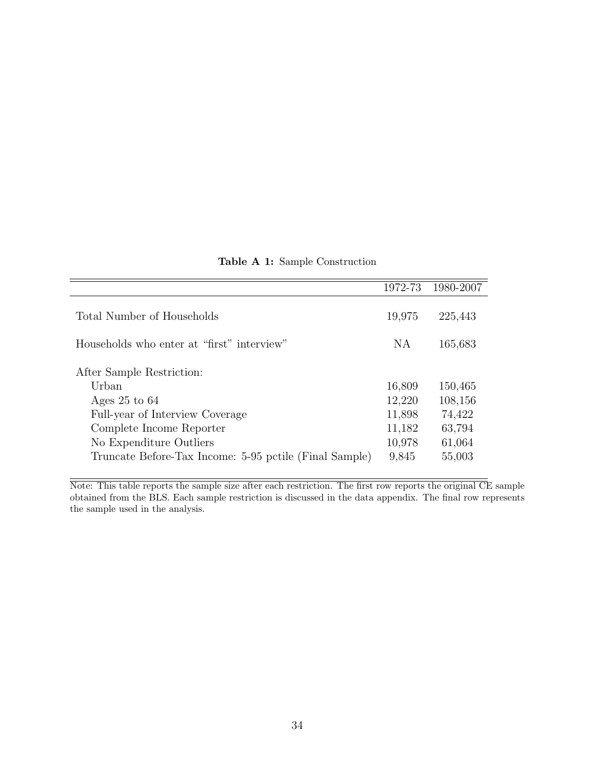**Table A 1:** Sample Construction

| | 1972-73 | 1980-2007 |
|---|---|---|
| Total Number of Households | 19,975 | 225,443 |
| Households who enter at "first" interview" | NA | 165,683 |
| After Sample Restriction: | | |
| Urban | 16,809 | 150,465 |
| Ages 25 to 64 | 12,220 | 108,156 |
| Full-year of Interview Coverage | 11,898 | 74,422 |
| Complete Income Reporter | 11,182 | 63,794 |
| No Expenditure Outliers | 10,978 | 61,064 |
| Truncate Before-Tax Income: 5-95 pctile (Final Sample) | 9,845 | 55,003 |

Note: This table reports the sample size after each restriction. The first row reports the original CE sample obtained from the BLS. Each sample restriction is discussed in the data appendix. The final row represents the sample used in the analysis.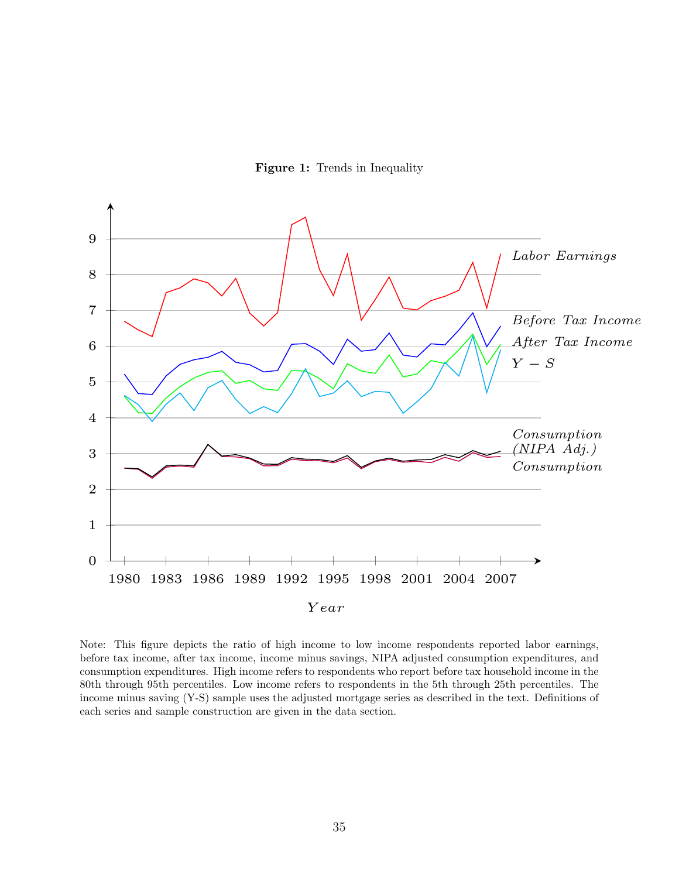**Figure 1:** Trends in Inequality

Note: This figure depicts the ratio of high income to low income respondents reported labor earnings, before tax income, after tax income, income minus savings, NIPA adjusted consumption expenditures, and consumption expenditures. High income refers to respondents who report before tax household income in the 80th through 95th percentiles. Low income refers to respondents in the 5th through 25th percentiles. The income minus saving (Y-S) sample uses the adjusted mortgage series as described in the text. Definitions of each series and sample construction are given in the data section.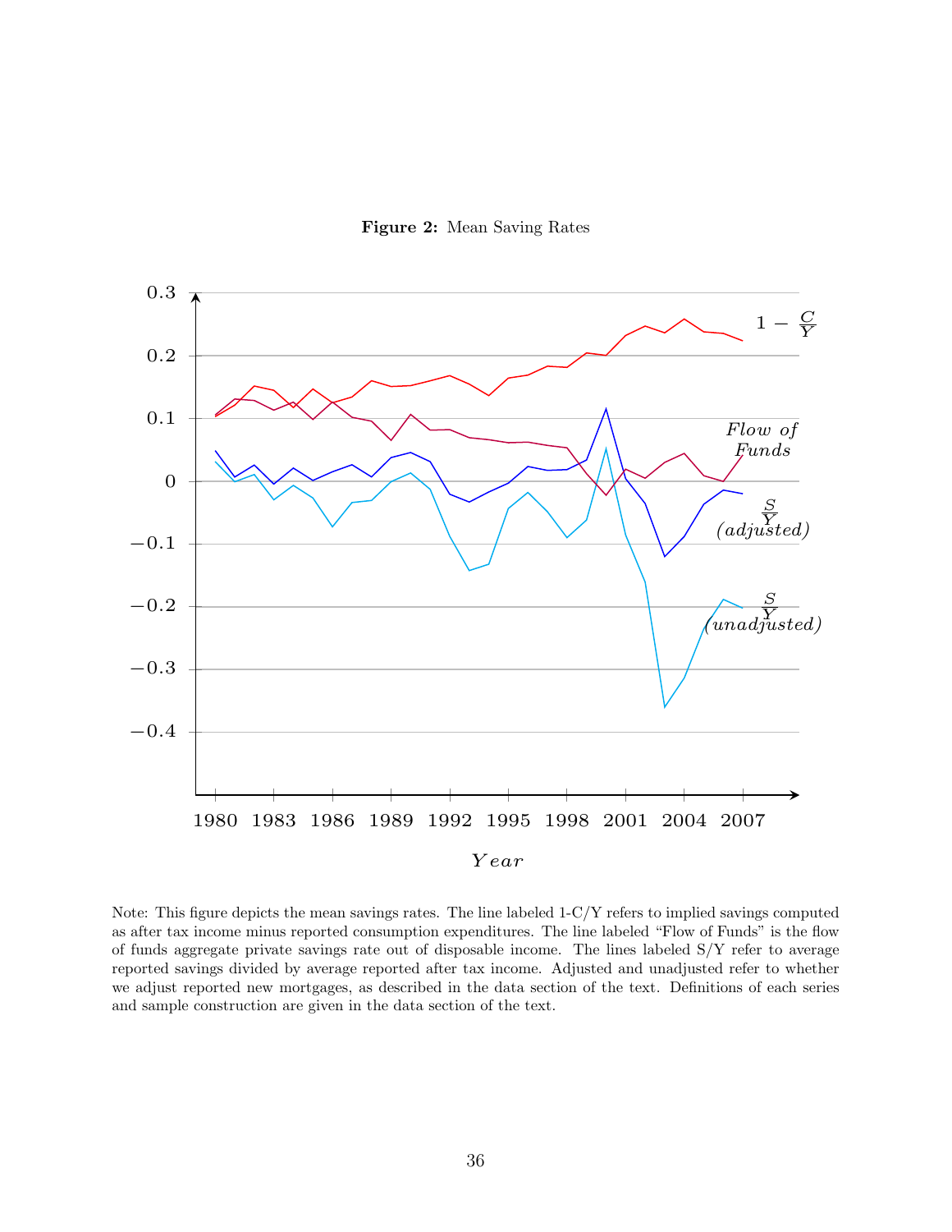**Figure 2:** Mean Saving Rates

Note: This figure depicts the mean savings rates. The line labeled 1-C/Y refers to implied savings computed as after tax income minus reported consumption expenditures. The line labeled "Flow of Funds" is the flow of funds aggregate private savings rate out of disposable income. The lines labeled S/Y refer to average reported savings divided by average reported after tax income. Adjusted and unadjusted refer to whether we adjust reported new mortgages, as described in the data section of the text. Definitions of each series and sample construction are given in the data section of the text.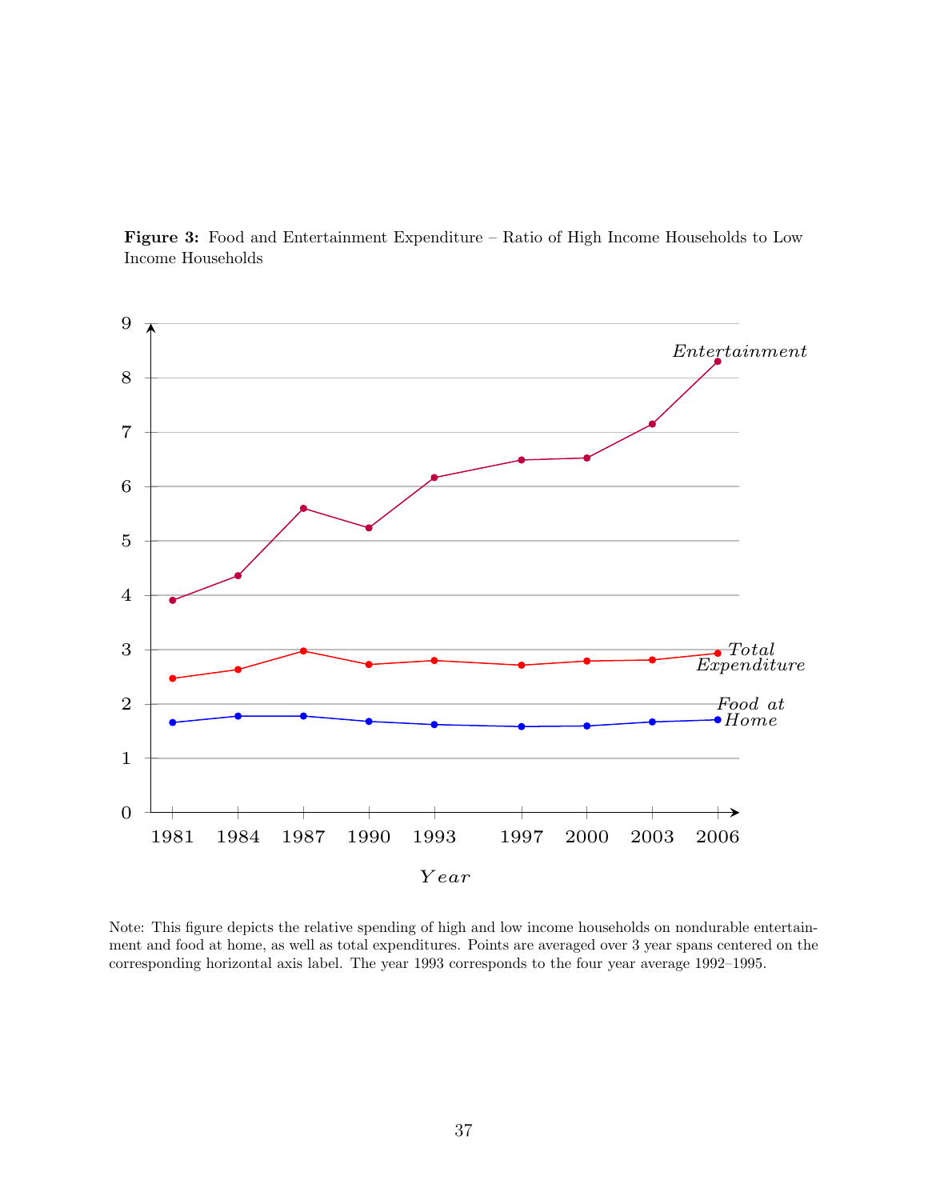**Figure 3:** Food and Entertainment Expenditure – Ratio of High Income Households to Low Income Households

9
8
7
6
5
4
3
2
1
0

*Entertainment*

*Total Expenditure*

*Food at Home*

1981 1984 1987 1990 1993 1997 2000 2003 2006

*Year*

Note: This figure depicts the relative spending of high and low income households on nondurable entertainment and food at home, as well as total expenditures. Points are averaged over 3 year spans centered on the corresponding horizontal axis label. The year 1993 corresponds to the four year average 1992–1995.